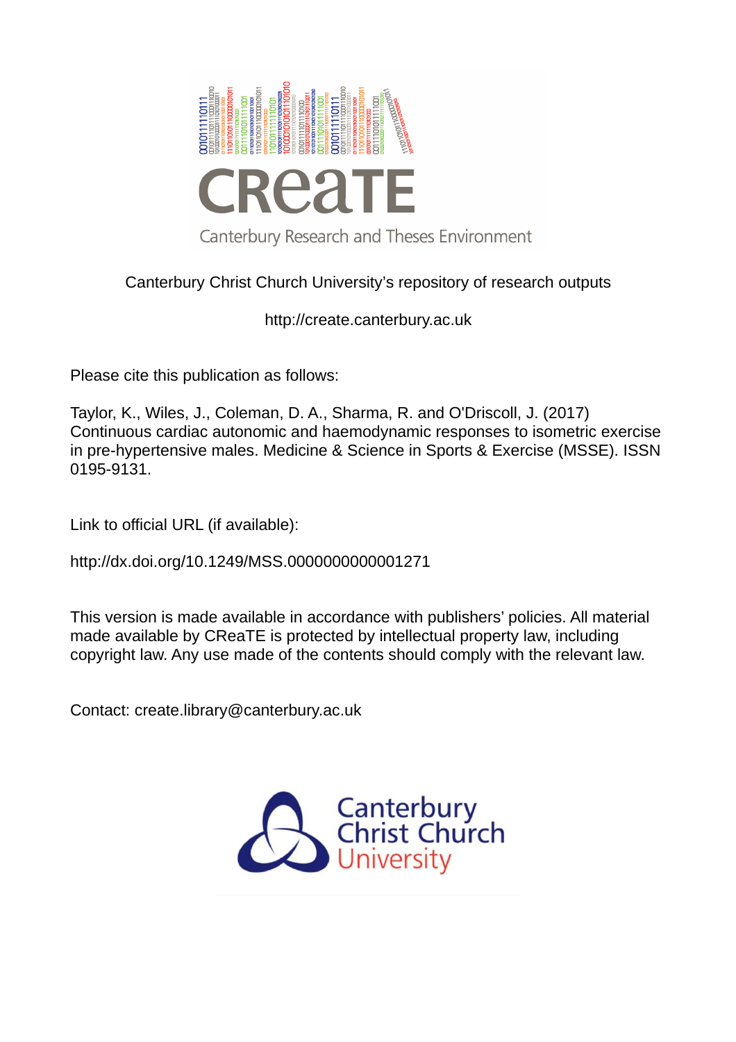CReaTE

Canterbury Research and Theses Environment

Canterbury Christ Church University's repository of research outputs

http://create.canterbury.ac.uk

Please cite this publication as follows:

Taylor, K., Wiles, J., Coleman, D. A., Sharma, R. and O'Driscoll, J. (2017) Continuous cardiac autonomic and haemodynamic responses to isometric exercise in pre-hypertensive males. Medicine & Science in Sports & Exercise (MSSE). ISSN 0195-9131.

Link to official URL (if available):

http://dx.doi.org/10.1249/MSS.0000000000001271

This version is made available in accordance with publishers' policies. All material made available by CReaTE is protected by intellectual property law, including copyright law. Any use made of the contents should comply with the relevant law.

Contact: create.library@canterbury.ac.uk

Canterbury Christ Church University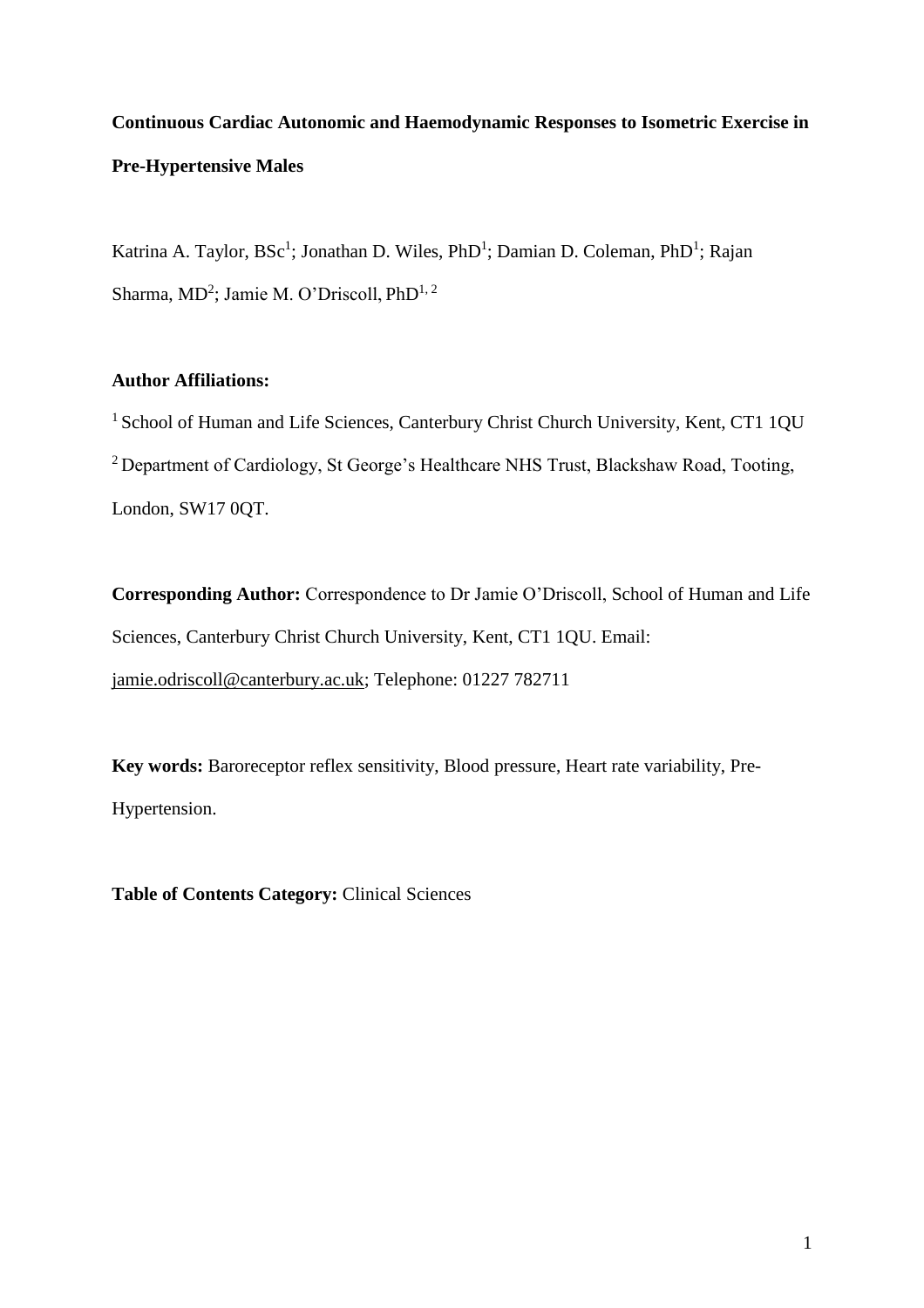**Continuous Cardiac Autonomic and Haemodynamic Responses to Isometric Exercise in Pre-Hypertensive Males**

Katrina A. Taylor, BSc[1]; Jonathan D. Wiles, PhD[1]; Damian D. Coleman, PhD[1]; Rajan Sharma, MD[2]; Jamie M. O'Driscoll, PhD[1, 2]

**Author Affiliations:**

[1] School of Human and Life Sciences, Canterbury Christ Church University, Kent, CT1 1QU

[2] Department of Cardiology, St George's Healthcare NHS Trust, Blackshaw Road, Tooting, London, SW17 0QT.

**Corresponding Author:** Correspondence to Dr Jamie O'Driscoll, School of Human and Life Sciences, Canterbury Christ Church University, Kent, CT1 1QU. Email: jamie.odriscoll@canterbury.ac.uk; Telephone: 01227 782711

**Key words:** Baroreceptor reflex sensitivity, Blood pressure, Heart rate variability, Pre-Hypertension.

**Table of Contents Category:** Clinical Sciences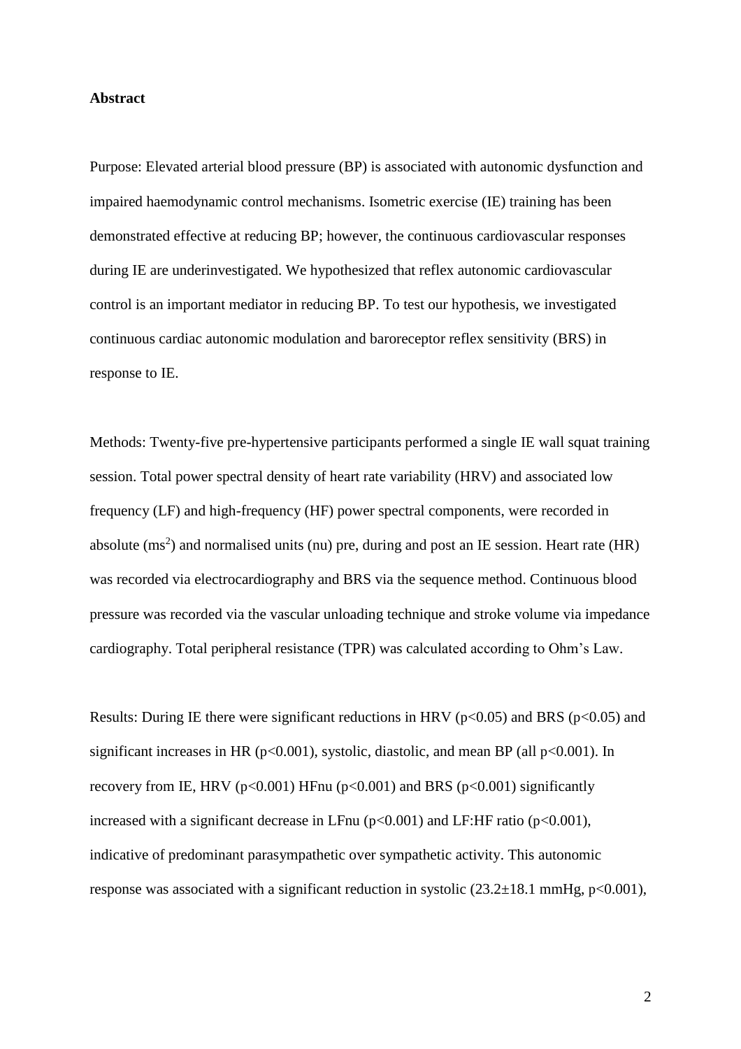**Abstract**

Purpose: Elevated arterial blood pressure (BP) is associated with autonomic dysfunction and impaired haemodynamic control mechanisms. Isometric exercise (IE) training has been demonstrated effective at reducing BP; however, the continuous cardiovascular responses during IE are underinvestigated. We hypothesized that reflex autonomic cardiovascular control is an important mediator in reducing BP. To test our hypothesis, we investigated continuous cardiac autonomic modulation and baroreceptor reflex sensitivity (BRS) in response to IE.

Methods: Twenty-five pre-hypertensive participants performed a single IE wall squat training session. Total power spectral density of heart rate variability (HRV) and associated low frequency (LF) and high-frequency (HF) power spectral components, were recorded in absolute ($ms^2$) and normalised units (nu) pre, during and post an IE session. Heart rate (HR) was recorded via electrocardiography and BRS via the sequence method. Continuous blood pressure was recorded via the vascular unloading technique and stroke volume via impedance cardiography. Total peripheral resistance (TPR) was calculated according to Ohm's Law.

Results: During IE there were significant reductions in HRV ($p<0.05$) and BRS ($p<0.05$) and significant increases in HR ($p<0.001$), systolic, diastolic, and mean BP (all $p<0.001$). In recovery from IE, HRV ($p<0.001$) HFnu ($p<0.001$) and BRS ($p<0.001$) significantly increased with a significant decrease in LFnu ($p<0.001$) and LF:HF ratio ($p<0.001$), indicative of predominant parasympathetic over sympathetic activity. This autonomic response was associated with a significant reduction in systolic ($23.2\pm18.1$ mmHg, $p<0.001$),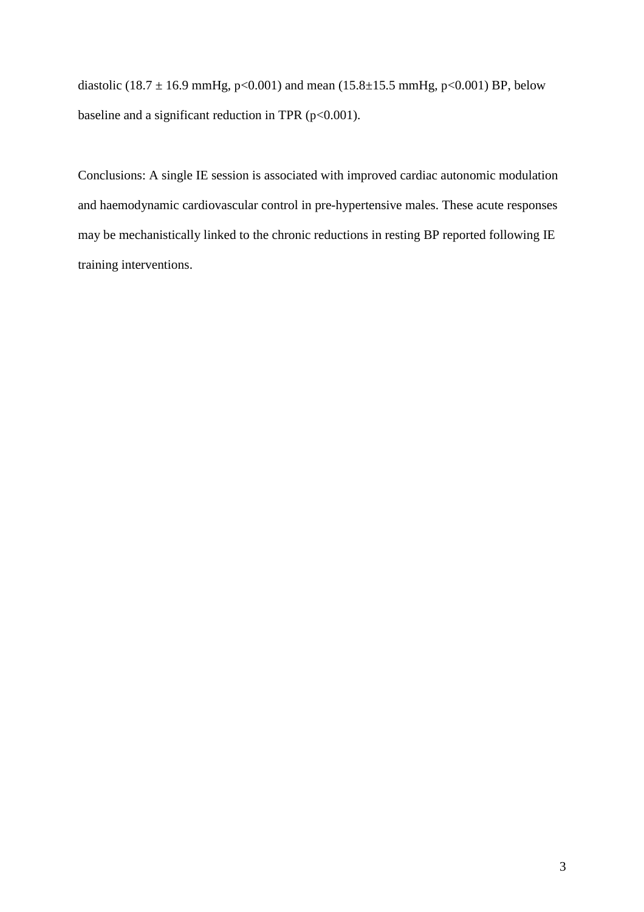diastolic ($18.7 \pm 16.9$ mmHg, $p<0.001$) and mean ($15.8 \pm 15.5$ mmHg, $p<0.001$) BP, below baseline and a significant reduction in TPR ($p<0.001$).

Conclusions: A single IE session is associated with improved cardiac autonomic modulation and haemodynamic cardiovascular control in pre-hypertensive males. These acute responses may be mechanistically linked to the chronic reductions in resting BP reported following IE training interventions.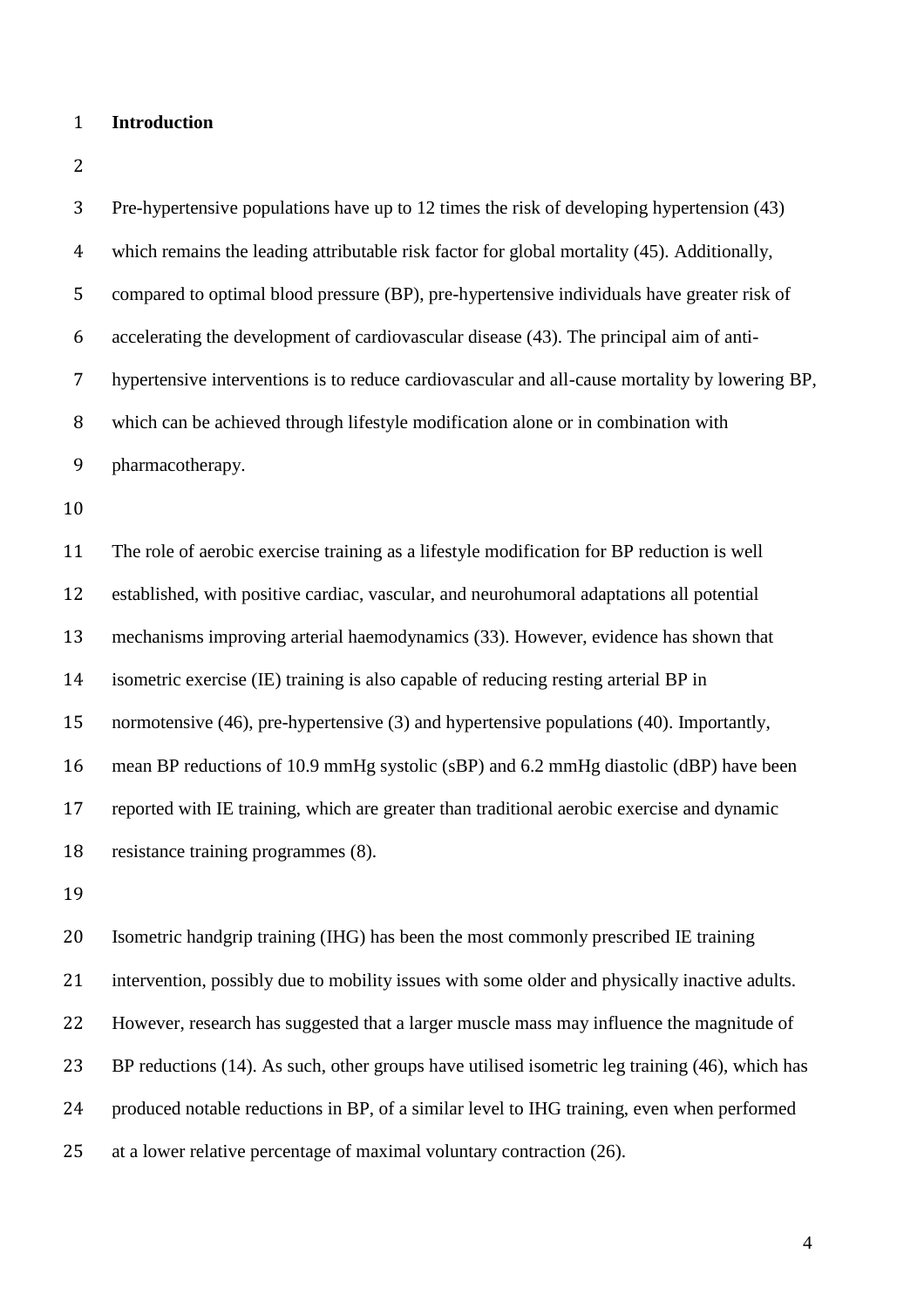## Introduction

Pre-hypertensive populations have up to 12 times the risk of developing hypertension (43) which remains the leading attributable risk factor for global mortality (45). Additionally, compared to optimal blood pressure (BP), pre-hypertensive individuals have greater risk of accelerating the development of cardiovascular disease (43). The principal aim of anti-hypertensive interventions is to reduce cardiovascular and all-cause mortality by lowering BP, which can be achieved through lifestyle modification alone or in combination with pharmacotherapy.

The role of aerobic exercise training as a lifestyle modification for BP reduction is well established, with positive cardiac, vascular, and neurohumoral adaptations all potential mechanisms improving arterial haemodynamics (33). However, evidence has shown that isometric exercise (IE) training is also capable of reducing resting arterial BP in normotensive (46), pre-hypertensive (3) and hypertensive populations (40). Importantly, mean BP reductions of 10.9 mmHg systolic (sBP) and 6.2 mmHg diastolic (dBP) have been reported with IE training, which are greater than traditional aerobic exercise and dynamic resistance training programmes (8).

Isometric handgrip training (IHG) has been the most commonly prescribed IE training intervention, possibly due to mobility issues with some older and physically inactive adults. However, research has suggested that a larger muscle mass may influence the magnitude of BP reductions (14). As such, other groups have utilised isometric leg training (46), which has produced notable reductions in BP, of a similar level to IHG training, even when performed at a lower relative percentage of maximal voluntary contraction (26).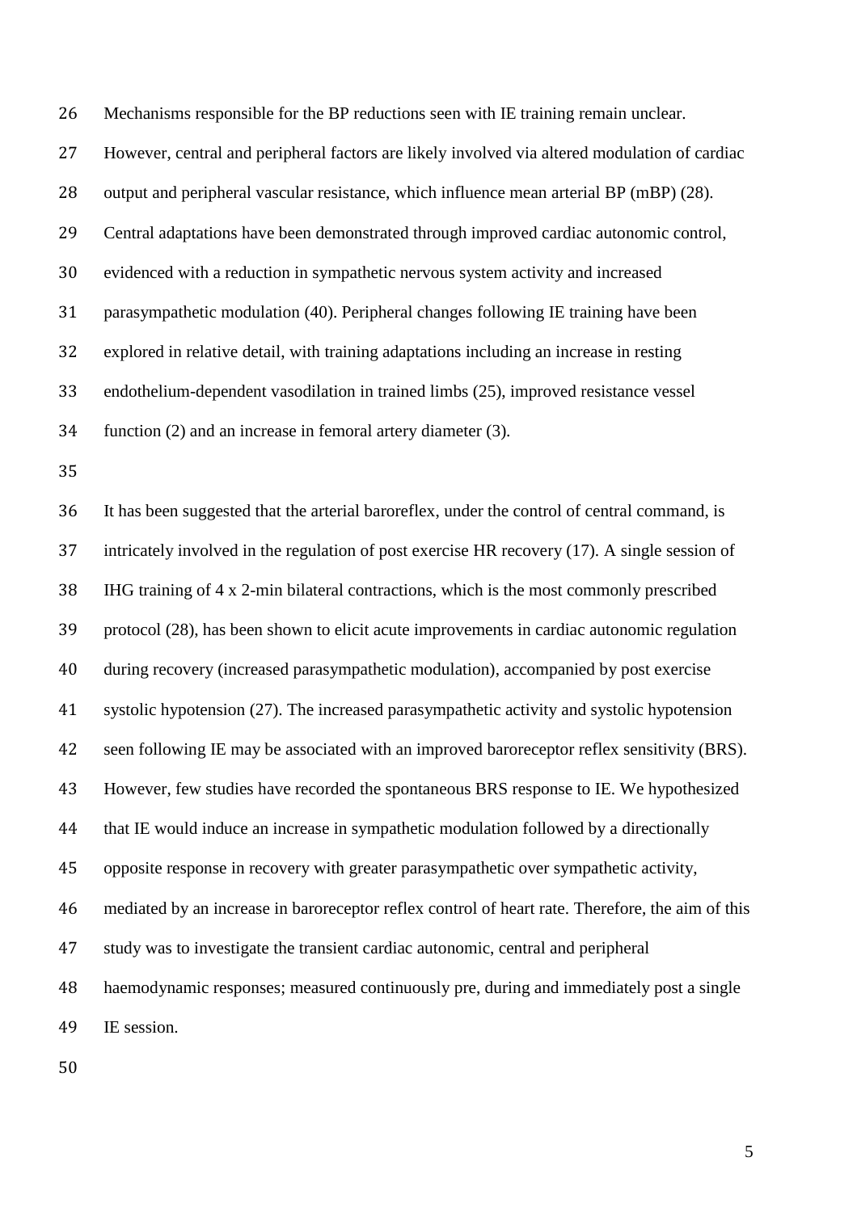Mechanisms responsible for the BP reductions seen with IE training remain unclear. However, central and peripheral factors are likely involved via altered modulation of cardiac output and peripheral vascular resistance, which influence mean arterial BP (mBP) (28). Central adaptations have been demonstrated through improved cardiac autonomic control, evidenced with a reduction in sympathetic nervous system activity and increased parasympathetic modulation (40). Peripheral changes following IE training have been explored in relative detail, with training adaptations including an increase in resting endothelium-dependent vasodilation in trained limbs (25), improved resistance vessel function (2) and an increase in femoral artery diameter (3).

It has been suggested that the arterial baroreflex, under the control of central command, is intricately involved in the regulation of post exercise HR recovery (17). A single session of IHG training of 4 x 2-min bilateral contractions, which is the most commonly prescribed protocol (28), has been shown to elicit acute improvements in cardiac autonomic regulation during recovery (increased parasympathetic modulation), accompanied by post exercise systolic hypotension (27). The increased parasympathetic activity and systolic hypotension seen following IE may be associated with an improved baroreceptor reflex sensitivity (BRS). However, few studies have recorded the spontaneous BRS response to IE. We hypothesized that IE would induce an increase in sympathetic modulation followed by a directionally opposite response in recovery with greater parasympathetic over sympathetic activity, mediated by an increase in baroreceptor reflex control of heart rate. Therefore, the aim of this study was to investigate the transient cardiac autonomic, central and peripheral haemodynamic responses; measured continuously pre, during and immediately post a single IE session.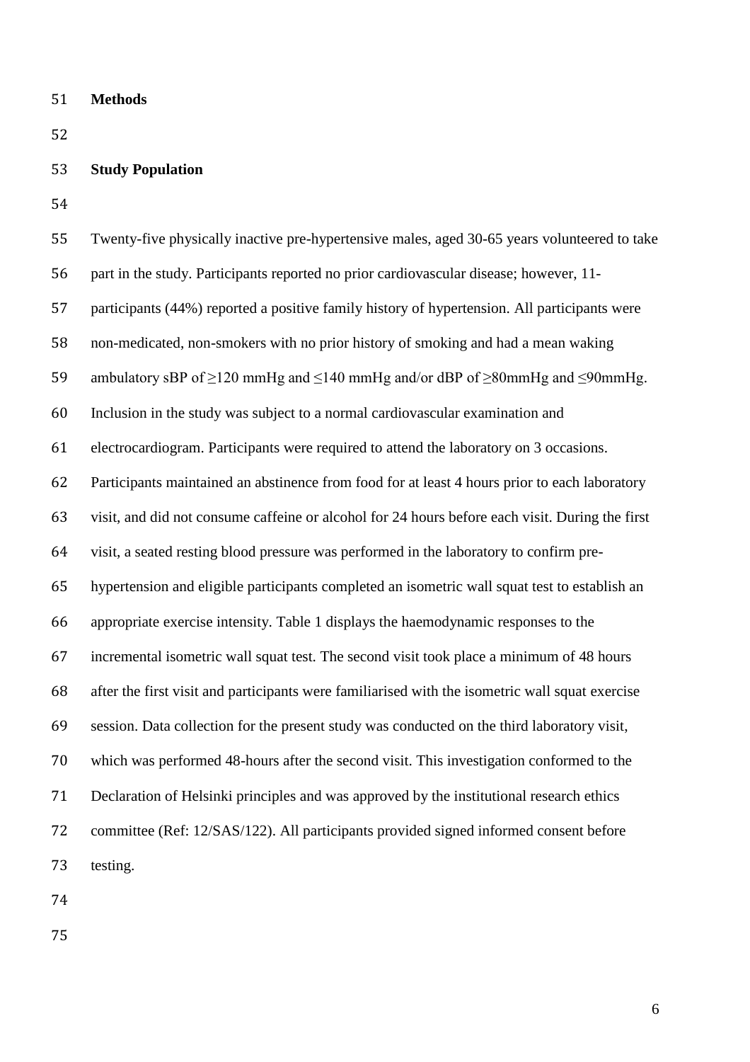# Methods

## Study Population

Twenty-five physically inactive pre-hypertensive males, aged 30-65 years volunteered to take part in the study. Participants reported no prior cardiovascular disease; however, 11-participants (44%) reported a positive family history of hypertension. All participants were non-medicated, non-smokers with no prior history of smoking and had a mean waking ambulatory sBP of ≥120 mmHg and ≤140 mmHg and/or dBP of ≥80mmHg and ≤90mmHg. Inclusion in the study was subject to a normal cardiovascular examination and electrocardiogram. Participants were required to attend the laboratory on 3 occasions. Participants maintained an abstinence from food for at least 4 hours prior to each laboratory visit, and did not consume caffeine or alcohol for 24 hours before each visit. During the first visit, a seated resting blood pressure was performed in the laboratory to confirm pre-hypertension and eligible participants completed an isometric wall squat test to establish an appropriate exercise intensity. Table 1 displays the haemodynamic responses to the incremental isometric wall squat test. The second visit took place a minimum of 48 hours after the first visit and participants were familiarised with the isometric wall squat exercise session. Data collection for the present study was conducted on the third laboratory visit, which was performed 48-hours after the second visit. This investigation conformed to the Declaration of Helsinki principles and was approved by the institutional research ethics committee (Ref: 12/SAS/122). All participants provided signed informed consent before testing.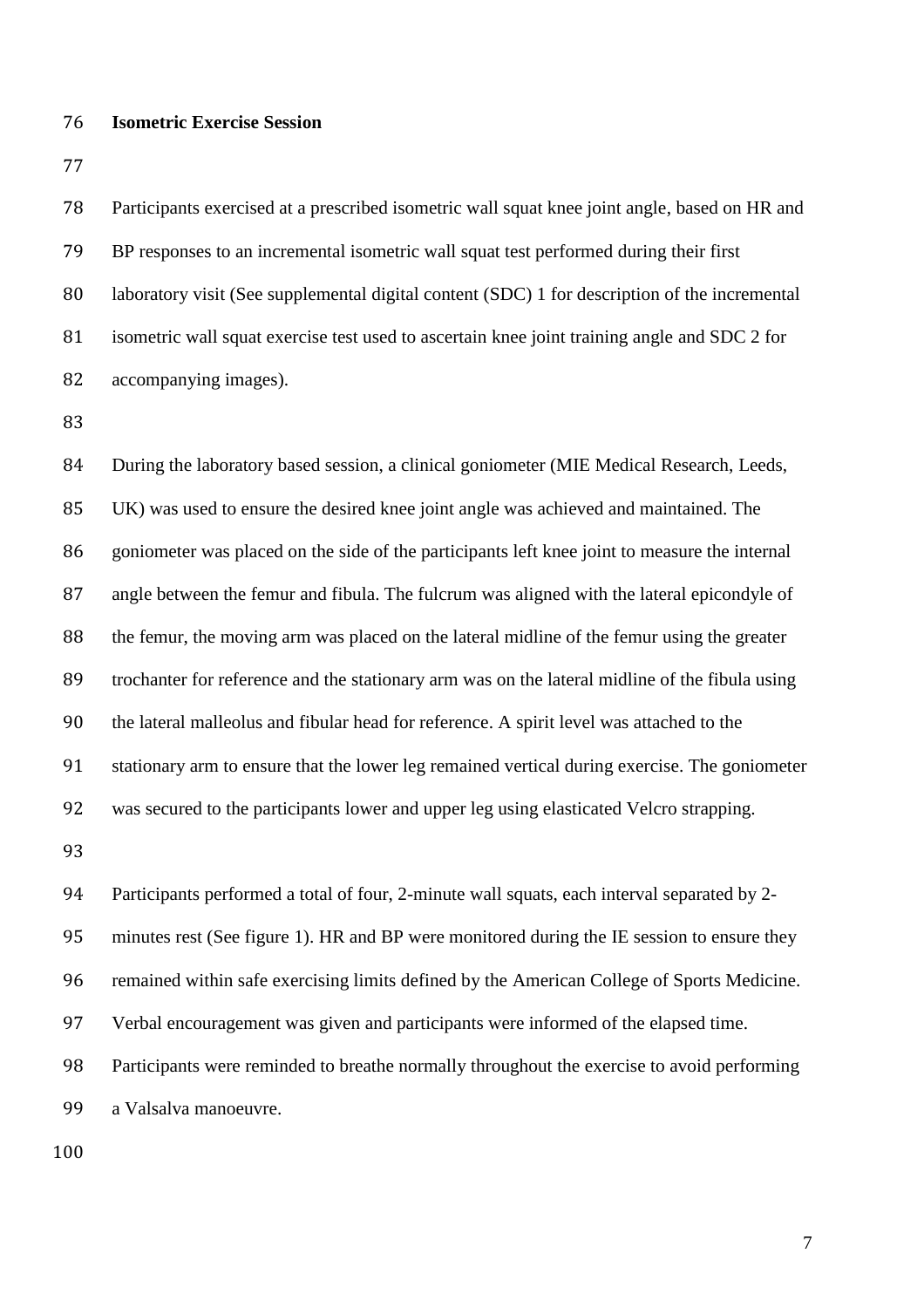**Isometric Exercise Session**

Participants exercised at a prescribed isometric wall squat knee joint angle, based on HR and BP responses to an incremental isometric wall squat test performed during their first laboratory visit (See supplemental digital content (SDC) 1 for description of the incremental isometric wall squat exercise test used to ascertain knee joint training angle and SDC 2 for accompanying images).

During the laboratory based session, a clinical goniometer (MIE Medical Research, Leeds, UK) was used to ensure the desired knee joint angle was achieved and maintained. The goniometer was placed on the side of the participants left knee joint to measure the internal angle between the femur and fibula. The fulcrum was aligned with the lateral epicondyle of the femur, the moving arm was placed on the lateral midline of the femur using the greater trochanter for reference and the stationary arm was on the lateral midline of the fibula using the lateral malleolus and fibular head for reference. A spirit level was attached to the stationary arm to ensure that the lower leg remained vertical during exercise. The goniometer was secured to the participants lower and upper leg using elasticated Velcro strapping.

Participants performed a total of four, 2-minute wall squats, each interval separated by 2-minutes rest (See figure 1). HR and BP were monitored during the IE session to ensure they remained within safe exercising limits defined by the American College of Sports Medicine. Verbal encouragement was given and participants were informed of the elapsed time. Participants were reminded to breathe normally throughout the exercise to avoid performing a Valsalva manoeuvre.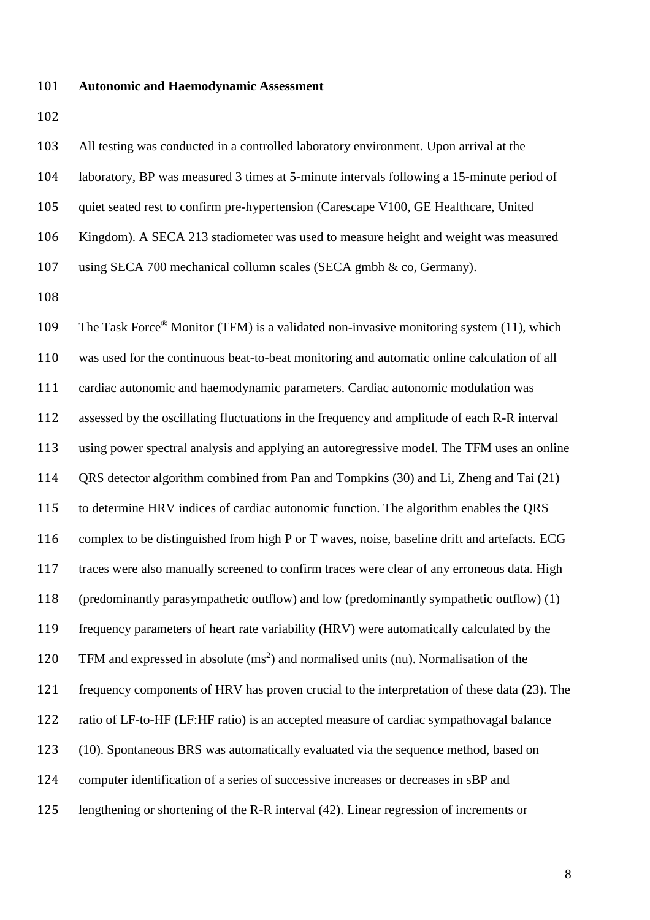**Autonomic and Haemodynamic Assessment**

All testing was conducted in a controlled laboratory environment. Upon arrival at the laboratory, BP was measured 3 times at 5-minute intervals following a 15-minute period of quiet seated rest to confirm pre-hypertension (Carescape V100, GE Healthcare, United Kingdom). A SECA 213 stadiometer was used to measure height and weight was measured using SECA 700 mechanical collumn scales (SECA gmbh & co, Germany).

The Task Force® Monitor (TFM) is a validated non-invasive monitoring system (11), which was used for the continuous beat-to-beat monitoring and automatic online calculation of all cardiac autonomic and haemodynamic parameters. Cardiac autonomic modulation was assessed by the oscillating fluctuations in the frequency and amplitude of each R-R interval using power spectral analysis and applying an autoregressive model. The TFM uses an online QRS detector algorithm combined from Pan and Tompkins (30) and Li, Zheng and Tai (21) to determine HRV indices of cardiac autonomic function. The algorithm enables the QRS complex to be distinguished from high P or T waves, noise, baseline drift and artefacts. ECG traces were also manually screened to confirm traces were clear of any erroneous data. High (predominantly parasympathetic outflow) and low (predominantly sympathetic outflow) (1) frequency parameters of heart rate variability (HRV) were automatically calculated by the TFM and expressed in absolute ($ms^2$) and normalised units (nu). Normalisation of the frequency components of HRV has proven crucial to the interpretation of these data (23). The ratio of LF-to-HF (LF:HF ratio) is an accepted measure of cardiac sympathovagal balance (10). Spontaneous BRS was automatically evaluated via the sequence method, based on computer identification of a series of successive increases or decreases in sBP and lengthening or shortening of the R-R interval (42). Linear regression of increments or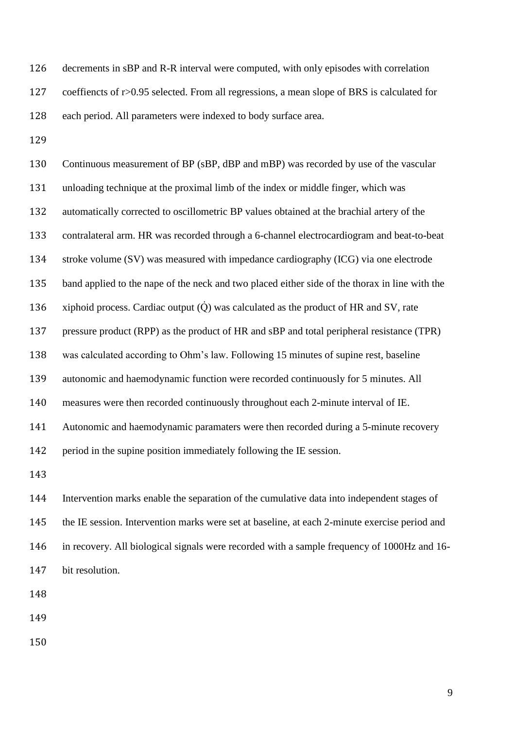decrements in sBP and R-R interval were computed, with only episodes with correlation coeffiencts of r>0.95 selected. From all regressions, a mean slope of BRS is calculated for each period. All parameters were indexed to body surface area.

Continuous measurement of BP (sBP, dBP and mBP) was recorded by use of the vascular unloading technique at the proximal limb of the index or middle finger, which was automatically corrected to oscillometric BP values obtained at the brachial artery of the contralateral arm. HR was recorded through a 6-channel electrocardiogram and beat-to-beat stroke volume (SV) was measured with impedance cardiography (ICG) via one electrode band applied to the nape of the neck and two placed either side of the thorax in line with the xiphoid process. Cardiac output ($\dot{Q}$) was calculated as the product of HR and SV, rate pressure product (RPP) as the product of HR and sBP and total peripheral resistance (TPR) was calculated according to Ohm's law. Following 15 minutes of supine rest, baseline autonomic and haemodynamic function were recorded continuously for 5 minutes. All measures were then recorded continuously throughout each 2-minute interval of IE. Autonomic and haemodynamic paramaters were then recorded during a 5-minute recovery period in the supine position immediately following the IE session.

Intervention marks enable the separation of the cumulative data into independent stages of the IE session. Intervention marks were set at baseline, at each 2-minute exercise period and in recovery. All biological signals were recorded with a sample frequency of 1000Hz and 16-bit resolution.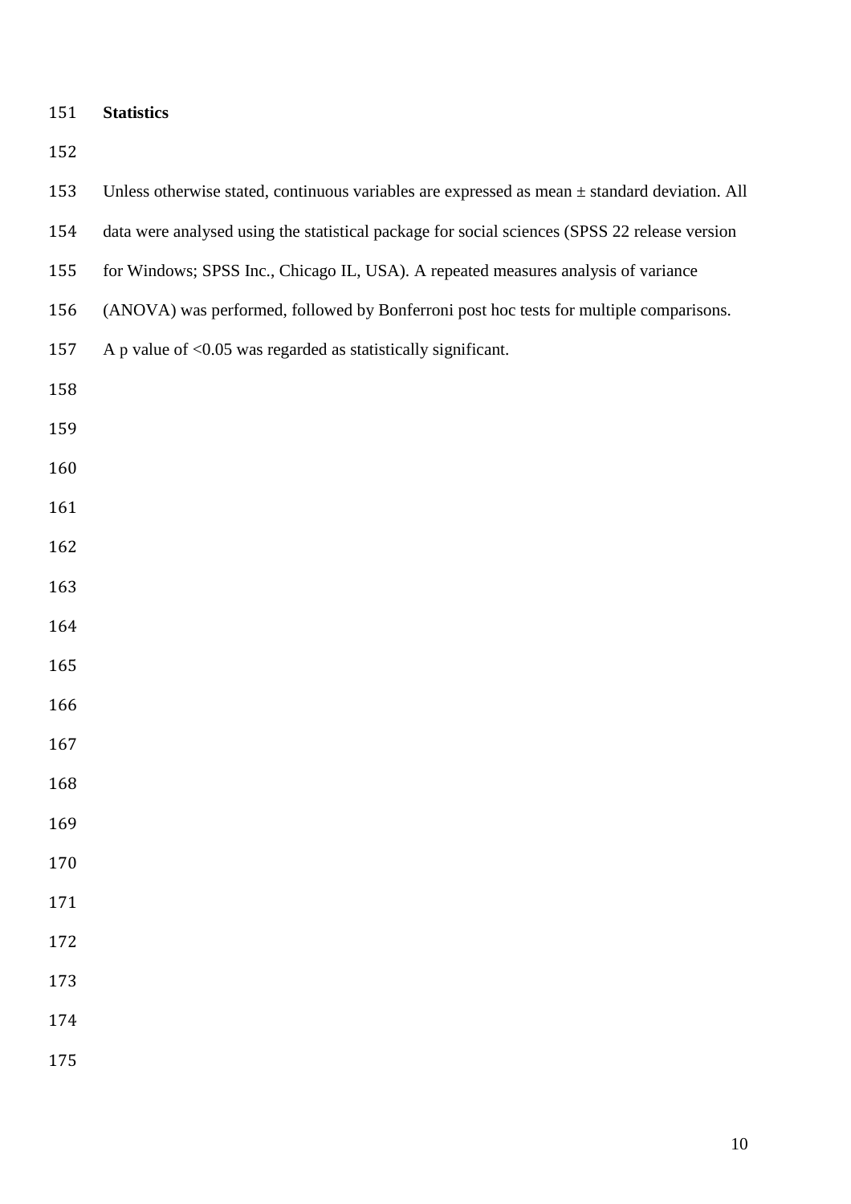**Statistics**

Unless otherwise stated, continuous variables are expressed as mean ± standard deviation. All data were analysed using the statistical package for social sciences (SPSS 22 release version for Windows; SPSS Inc., Chicago IL, USA). A repeated measures analysis of variance (ANOVA) was performed, followed by Bonferroni post hoc tests for multiple comparisons. A p value of $<0.05$ was regarded as statistically significant.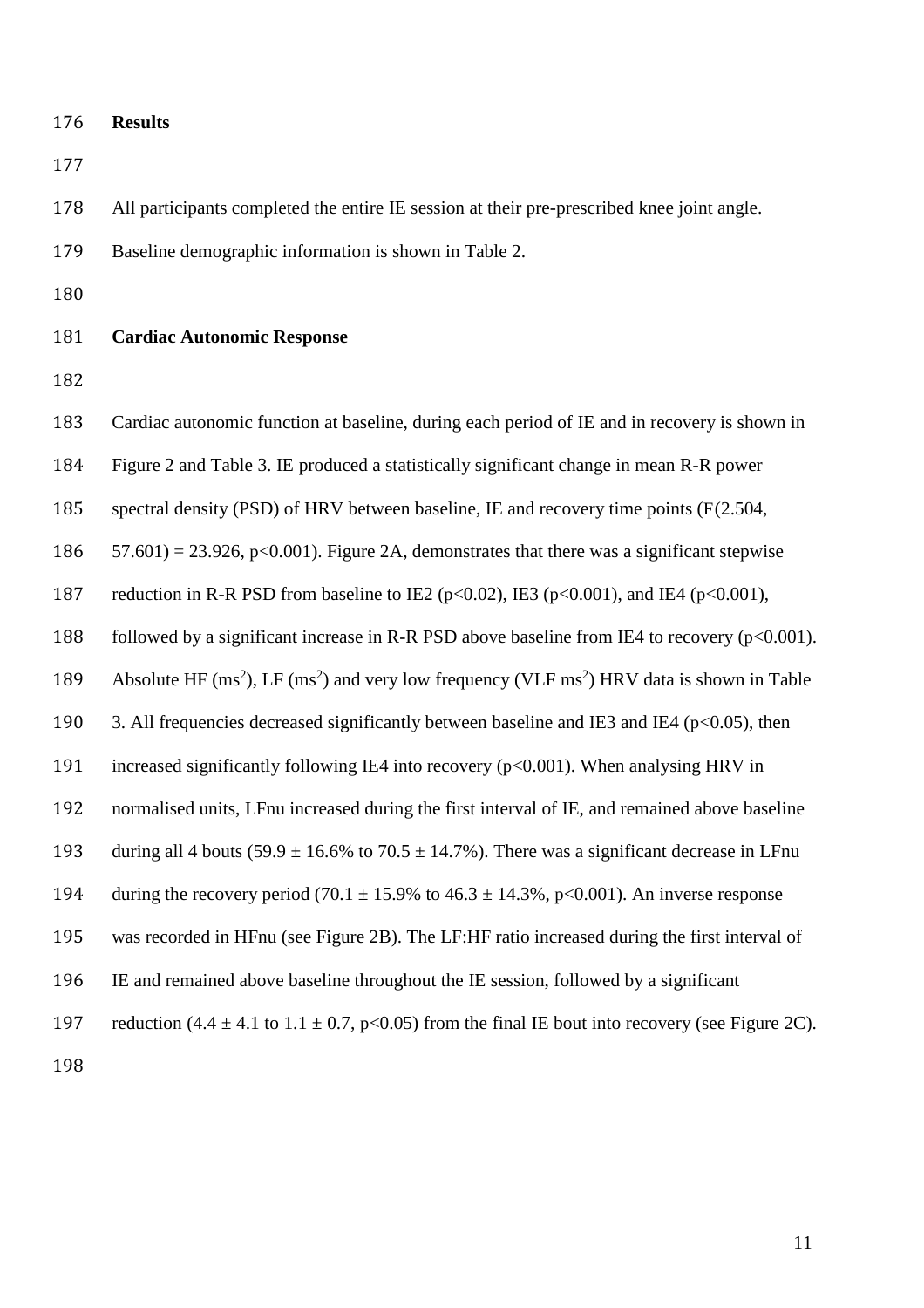## Results

All participants completed the entire IE session at their pre-prescribed knee joint angle. Baseline demographic information is shown in Table 2.

### Cardiac Autonomic Response

Cardiac autonomic function at baseline, during each period of IE and in recovery is shown in Figure 2 and Table 3. IE produced a statistically significant change in mean R-R power spectral density (PSD) of HRV between baseline, IE and recovery time points ($F(2.504, 57.601) = 23.926$, $p<0.001$). Figure 2A, demonstrates that there was a significant stepwise reduction in R-R PSD from baseline to IE2 ($p<0.02$), IE3 ($p<0.001$), and IE4 ($p<0.001$), followed by a significant increase in R-R PSD above baseline from IE4 to recovery ($p<0.001$). Absolute HF ($ms^2$), LF ($ms^2$) and very low frequency (VLF $ms^2$) HRV data is shown in Table 3. All frequencies decreased significantly between baseline and IE3 and IE4 ($p<0.05$), then increased significantly following IE4 into recovery ($p<0.001$). When analysing HRV in normalised units, LFnu increased during the first interval of IE, and remained above baseline during all 4 bouts ($59.9 \pm 16.6\%$ to $70.5 \pm 14.7\%$). There was a significant decrease in LFnu during the recovery period ($70.1 \pm 15.9\%$ to $46.3 \pm 14.3\%$, $p<0.001$). An inverse response was recorded in HFnu (see Figure 2B). The LF:HF ratio increased during the first interval of IE and remained above baseline throughout the IE session, followed by a significant reduction ($4.4 \pm 4.1$ to $1.1 \pm 0.7$, $p<0.05$) from the final IE bout into recovery (see Figure 2C).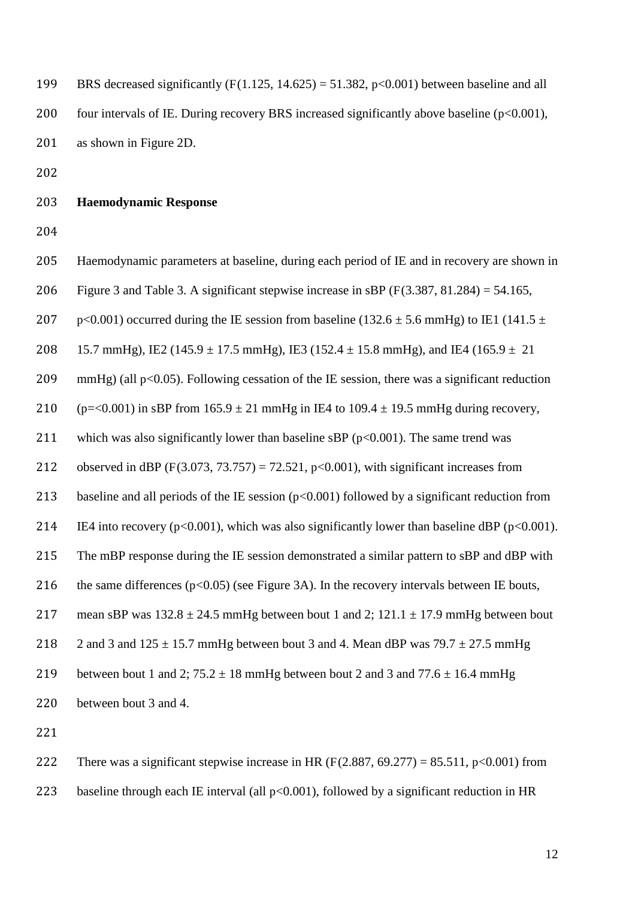BRS decreased significantly ($F(1.125, 14.625) = 51.382$, $p<0.001$) between baseline and all four intervals of IE. During recovery BRS increased significantly above baseline ($p<0.001$), as shown in Figure 2D.

**Haemodynamic Response**

Haemodynamic parameters at baseline, during each period of IE and in recovery are shown in Figure 3 and Table 3. A significant stepwise increase in sBP ($F(3.387, 81.284) = 54.165$, $p<0.001$) occurred during the IE session from baseline ($132.6 \pm 5.6$ mmHg) to IE1 ($141.5 \pm 15.7$ mmHg), IE2 ($145.9 \pm 17.5$ mmHg), IE3 ($152.4 \pm 15.8$ mmHg), and IE4 ($165.9 \pm 21$ mmHg) (all $p<0.05$). Following cessation of the IE session, there was a significant reduction ($p=<0.001$) in sBP from $165.9 \pm 21$ mmHg in IE4 to $109.4 \pm 19.5$ mmHg during recovery, which was also significantly lower than baseline sBP ($p<0.001$). The same trend was observed in dBP ($F(3.073, 73.757) = 72.521$, $p<0.001$), with significant increases from baseline and all periods of the IE session ($p<0.001$) followed by a significant reduction from IE4 into recovery ($p<0.001$), which was also significantly lower than baseline dBP ($p<0.001$). The mBP response during the IE session demonstrated a similar pattern to sBP and dBP with the same differences ($p<0.05$) (see Figure 3A). In the recovery intervals between IE bouts, mean sBP was $132.8 \pm 24.5$ mmHg between bout 1 and 2; $121.1 \pm 17.9$ mmHg between bout 2 and 3 and $125 \pm 15.7$ mmHg between bout 3 and 4. Mean dBP was $79.7 \pm 27.5$ mmHg between bout 1 and 2; $75.2 \pm 18$ mmHg between bout 2 and 3 and $77.6 \pm 16.4$ mmHg between bout 3 and 4.

There was a significant stepwise increase in HR ($F(2.887, 69.277) = 85.511$, $p<0.001$) from baseline through each IE interval (all $p<0.001$), followed by a significant reduction in HR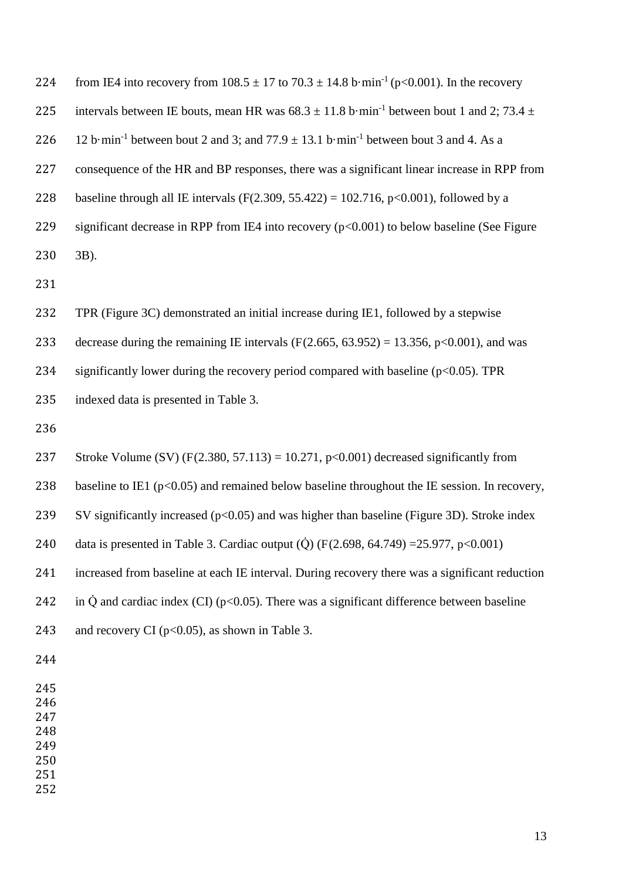from IE4 into recovery from $108.5 \pm 17$ to $70.3 \pm 14.8$ b·min$^{-1}$ ($p<0.001$). In the recovery intervals between IE bouts, mean HR was $68.3 \pm 11.8$ b·min$^{-1}$ between bout 1 and 2; $73.4 \pm 12$ b·min$^{-1}$ between bout 2 and 3; and $77.9 \pm 13.1$ b·min$^{-1}$ between bout 3 and 4. As a consequence of the HR and BP responses, there was a significant linear increase in RPP from baseline through all IE intervals ($F(2.309, 55.422) = 102.716$, $p<0.001$), followed by a significant decrease in RPP from IE4 into recovery ($p<0.001$) to below baseline (See Figure 3B).

TPR (Figure 3C) demonstrated an initial increase during IE1, followed by a stepwise decrease during the remaining IE intervals ($F(2.665, 63.952) = 13.356$, $p<0.001$), and was significantly lower during the recovery period compared with baseline ($p<0.05$). TPR indexed data is presented in Table 3.

Stroke Volume (SV) ($F(2.380, 57.113) = 10.271$, $p<0.001$) decreased significantly from baseline to IE1 ($p<0.05$) and remained below baseline throughout the IE session. In recovery, SV significantly increased ($p<0.05$) and was higher than baseline (Figure 3D). Stroke index data is presented in Table 3. Cardiac output ($\dot{Q}$) ($F(2.698, 64.749) = 25.977$, $p<0.001$) increased from baseline at each IE interval. During recovery there was a significant reduction in $\dot{Q}$ and cardiac index (CI) ($p<0.05$). There was a significant difference between baseline and recovery CI ($p<0.05$), as shown in Table 3.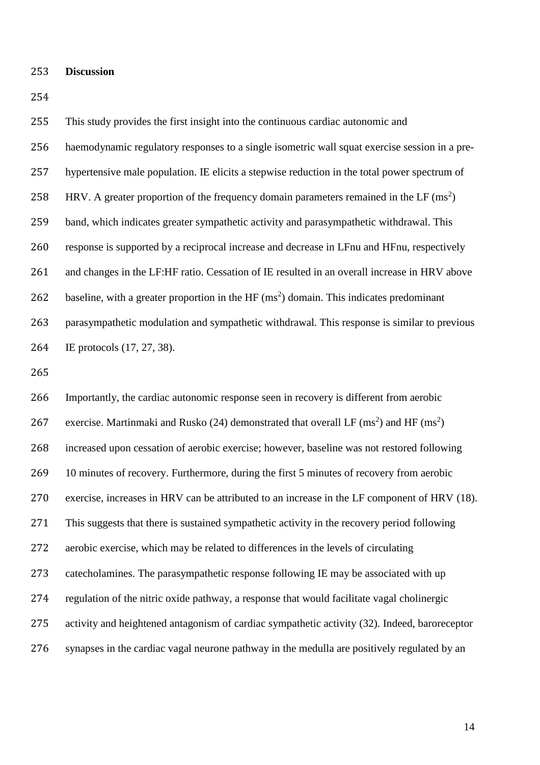## Discussion

This study provides the first insight into the continuous cardiac autonomic and haemodynamic regulatory responses to a single isometric wall squat exercise session in a pre-hypertensive male population. IE elicits a stepwise reduction in the total power spectrum of HRV. A greater proportion of the frequency domain parameters remained in the LF ($ms^2$) band, which indicates greater sympathetic activity and parasympathetic withdrawal. This response is supported by a reciprocal increase and decrease in LFnu and HFnu, respectively and changes in the LF:HF ratio. Cessation of IE resulted in an overall increase in HRV above baseline, with a greater proportion in the HF ($ms^2$) domain. This indicates predominant parasympathetic modulation and sympathetic withdrawal. This response is similar to previous IE protocols (17, 27, 38).

Importantly, the cardiac autonomic response seen in recovery is different from aerobic exercise. Martinmaki and Rusko (24) demonstrated that overall LF ($ms^2$) and HF ($ms^2$) increased upon cessation of aerobic exercise; however, baseline was not restored following 10 minutes of recovery. Furthermore, during the first 5 minutes of recovery from aerobic exercise, increases in HRV can be attributed to an increase in the LF component of HRV (18). This suggests that there is sustained sympathetic activity in the recovery period following aerobic exercise, which may be related to differences in the levels of circulating catecholamines. The parasympathetic response following IE may be associated with up regulation of the nitric oxide pathway, a response that would facilitate vagal cholinergic activity and heightened antagonism of cardiac sympathetic activity (32). Indeed, baroreceptor synapses in the cardiac vagal neurone pathway in the medulla are positively regulated by an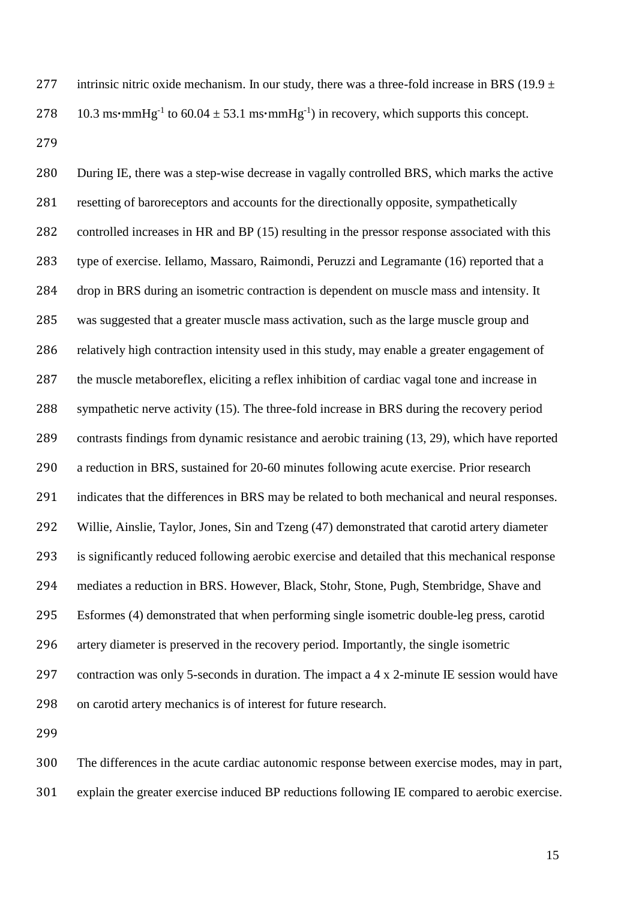intrinsic nitric oxide mechanism. In our study, there was a three-fold increase in BRS (19.9 ± 10.3 ms·mmHg$^{-1}$ to 60.04 ± 53.1 ms·mmHg$^{-1}$) in recovery, which supports this concept.

During IE, there was a step-wise decrease in vagally controlled BRS, which marks the active resetting of baroreceptors and accounts for the directionally opposite, sympathetically controlled increases in HR and BP (15) resulting in the pressor response associated with this type of exercise. Iellamo, Massaro, Raimondi, Peruzzi and Legramante (16) reported that a drop in BRS during an isometric contraction is dependent on muscle mass and intensity. It was suggested that a greater muscle mass activation, such as the large muscle group and relatively high contraction intensity used in this study, may enable a greater engagement of the muscle metaboreflex, eliciting a reflex inhibition of cardiac vagal tone and increase in sympathetic nerve activity (15). The three-fold increase in BRS during the recovery period contrasts findings from dynamic resistance and aerobic training (13, 29), which have reported a reduction in BRS, sustained for 20-60 minutes following acute exercise. Prior research indicates that the differences in BRS may be related to both mechanical and neural responses. Willie, Ainslie, Taylor, Jones, Sin and Tzeng (47) demonstrated that carotid artery diameter is significantly reduced following aerobic exercise and detailed that this mechanical response mediates a reduction in BRS. However, Black, Stohr, Stone, Pugh, Stembridge, Shave and Esformes (4) demonstrated that when performing single isometric double-leg press, carotid artery diameter is preserved in the recovery period. Importantly, the single isometric contraction was only 5-seconds in duration. The impact a 4 x 2-minute IE session would have on carotid artery mechanics is of interest for future research.

The differences in the acute cardiac autonomic response between exercise modes, may in part, explain the greater exercise induced BP reductions following IE compared to aerobic exercise.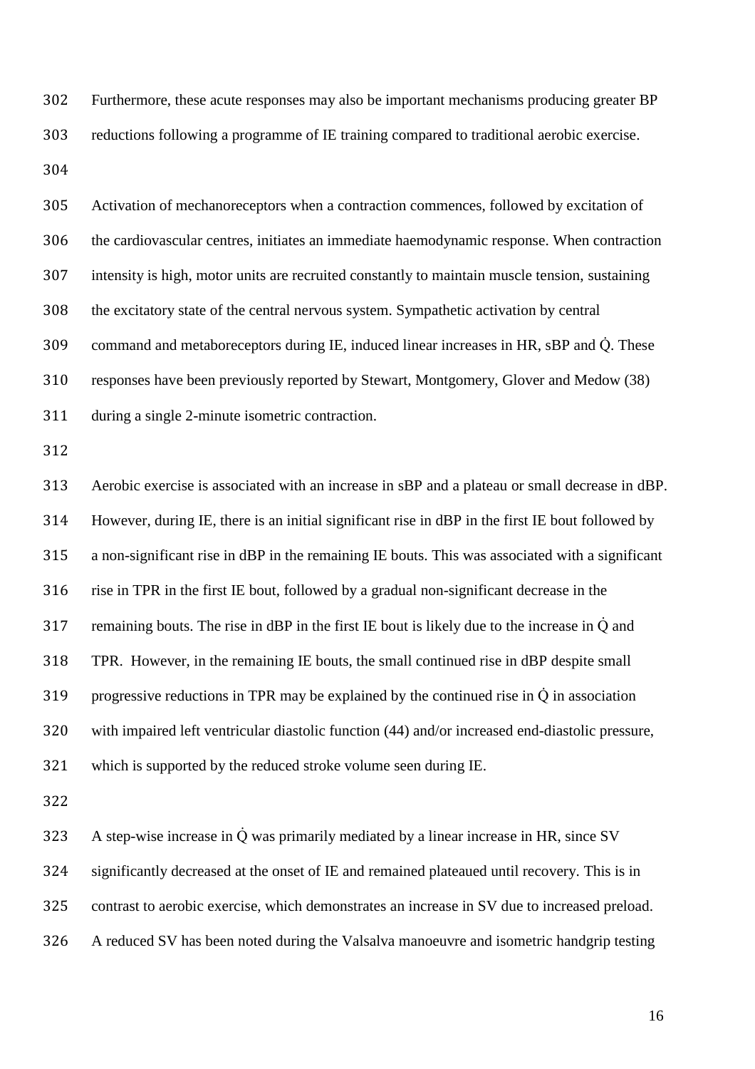Furthermore, these acute responses may also be important mechanisms producing greater BP reductions following a programme of IE training compared to traditional aerobic exercise.

Activation of mechanoreceptors when a contraction commences, followed by excitation of the cardiovascular centres, initiates an immediate haemodynamic response. When contraction intensity is high, motor units are recruited constantly to maintain muscle tension, sustaining the excitatory state of the central nervous system. Sympathetic activation by central command and metaboreceptors during IE, induced linear increases in HR, sBP and $\dot{Q}$. These responses have been previously reported by Stewart, Montgomery, Glover and Medow (38) during a single 2-minute isometric contraction.

Aerobic exercise is associated with an increase in sBP and a plateau or small decrease in dBP. However, during IE, there is an initial significant rise in dBP in the first IE bout followed by a non-significant rise in dBP in the remaining IE bouts. This was associated with a significant rise in TPR in the first IE bout, followed by a gradual non-significant decrease in the remaining bouts. The rise in dBP in the first IE bout is likely due to the increase in $\dot{Q}$ and TPR. However, in the remaining IE bouts, the small continued rise in dBP despite small progressive reductions in TPR may be explained by the continued rise in $\dot{Q}$ in association with impaired left ventricular diastolic function (44) and/or increased end-diastolic pressure, which is supported by the reduced stroke volume seen during IE.

A step-wise increase in $\dot{Q}$ was primarily mediated by a linear increase in HR, since SV significantly decreased at the onset of IE and remained plateaued until recovery. This is in contrast to aerobic exercise, which demonstrates an increase in SV due to increased preload. A reduced SV has been noted during the Valsalva manoeuvre and isometric handgrip testing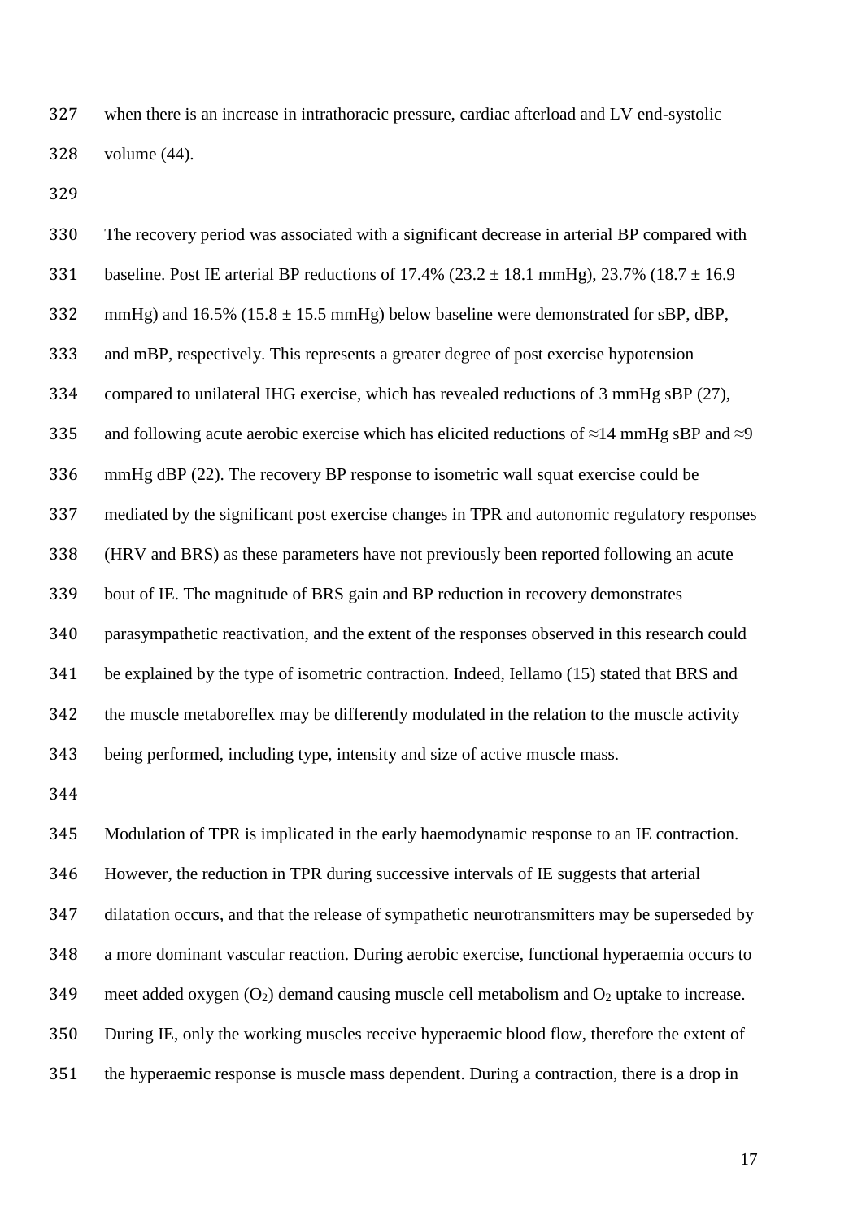when there is an increase in intrathoracic pressure, cardiac afterload and LV end-systolic volume (44).

The recovery period was associated with a significant decrease in arterial BP compared with baseline. Post IE arterial BP reductions of 17.4% (23.2 ± 18.1 mmHg), 23.7% (18.7 ± 16.9 mmHg) and 16.5% (15.8 ± 15.5 mmHg) below baseline were demonstrated for sBP, dBP, and mBP, respectively. This represents a greater degree of post exercise hypotension compared to unilateral IHG exercise, which has revealed reductions of 3 mmHg sBP (27), and following acute aerobic exercise which has elicited reductions of ≈14 mmHg sBP and ≈9 mmHg dBP (22). The recovery BP response to isometric wall squat exercise could be mediated by the significant post exercise changes in TPR and autonomic regulatory responses (HRV and BRS) as these parameters have not previously been reported following an acute bout of IE. The magnitude of BRS gain and BP reduction in recovery demonstrates parasympathetic reactivation, and the extent of the responses observed in this research could be explained by the type of isometric contraction. Indeed, Iellamo (15) stated that BRS and the muscle metaboreflex may be differently modulated in the relation to the muscle activity being performed, including type, intensity and size of active muscle mass.

Modulation of TPR is implicated in the early haemodynamic response to an IE contraction. However, the reduction in TPR during successive intervals of IE suggests that arterial dilatation occurs, and that the release of sympathetic neurotransmitters may be superseded by a more dominant vascular reaction. During aerobic exercise, functional hyperaemia occurs to meet added oxygen ($O_2$) demand causing muscle cell metabolism and $O_2$ uptake to increase. During IE, only the working muscles receive hyperaemic blood flow, therefore the extent of the hyperaemic response is muscle mass dependent. During a contraction, there is a drop in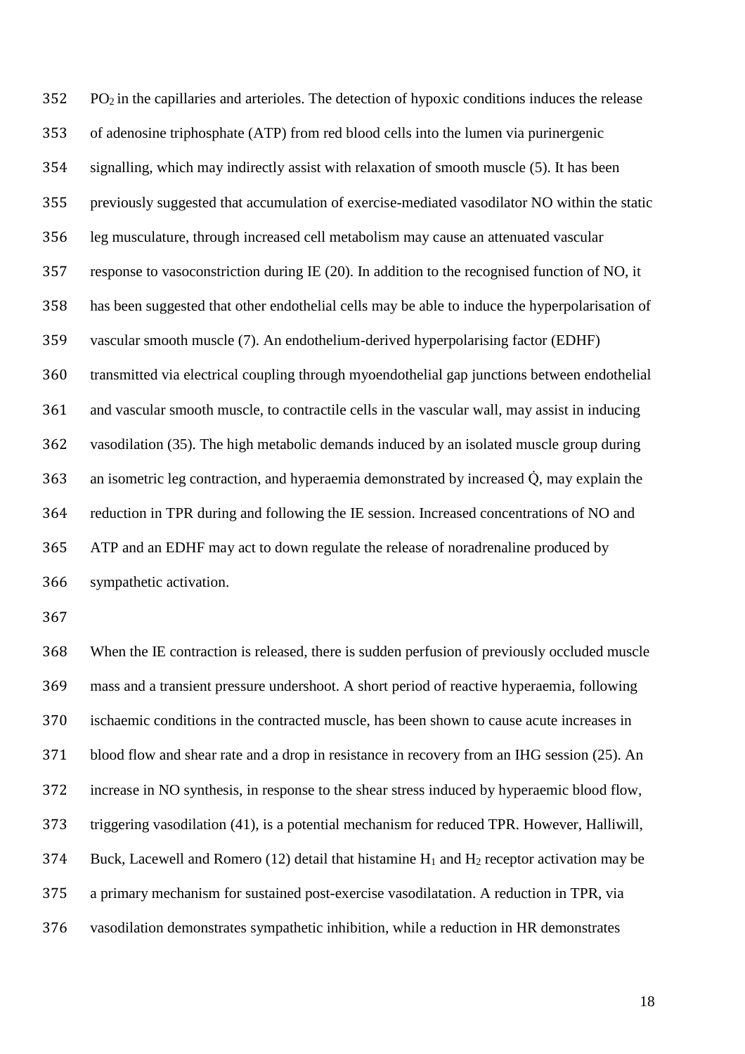$PO_2$ in the capillaries and arterioles. The detection of hypoxic conditions induces the release of adenosine triphosphate (ATP) from red blood cells into the lumen via purinergenic signalling, which may indirectly assist with relaxation of smooth muscle (5). It has been previously suggested that accumulation of exercise-mediated vasodilator NO within the static leg musculature, through increased cell metabolism may cause an attenuated vascular response to vasoconstriction during IE (20). In addition to the recognised function of NO, it has been suggested that other endothelial cells may be able to induce the hyperpolarisation of vascular smooth muscle (7). An endothelium-derived hyperpolarising factor (EDHF) transmitted via electrical coupling through myoendothelial gap junctions between endothelial and vascular smooth muscle, to contractile cells in the vascular wall, may assist in inducing vasodilation (35). The high metabolic demands induced by an isolated muscle group during an isometric leg contraction, and hyperaemia demonstrated by increased $\dot{Q}$, may explain the reduction in TPR during and following the IE session. Increased concentrations of NO and ATP and an EDHF may act to down regulate the release of noradrenaline produced by sympathetic activation.

When the IE contraction is released, there is sudden perfusion of previously occluded muscle mass and a transient pressure undershoot. A short period of reactive hyperaemia, following ischaemic conditions in the contracted muscle, has been shown to cause acute increases in blood flow and shear rate and a drop in resistance in recovery from an IHG session (25). An increase in NO synthesis, in response to the shear stress induced by hyperaemic blood flow, triggering vasodilation (41), is a potential mechanism for reduced TPR. However, Halliwill, Buck, Lacewell and Romero (12) detail that histamine $H_1$ and $H_2$ receptor activation may be a primary mechanism for sustained post-exercise vasodilatation. A reduction in TPR, via vasodilation demonstrates sympathetic inhibition, while a reduction in HR demonstrates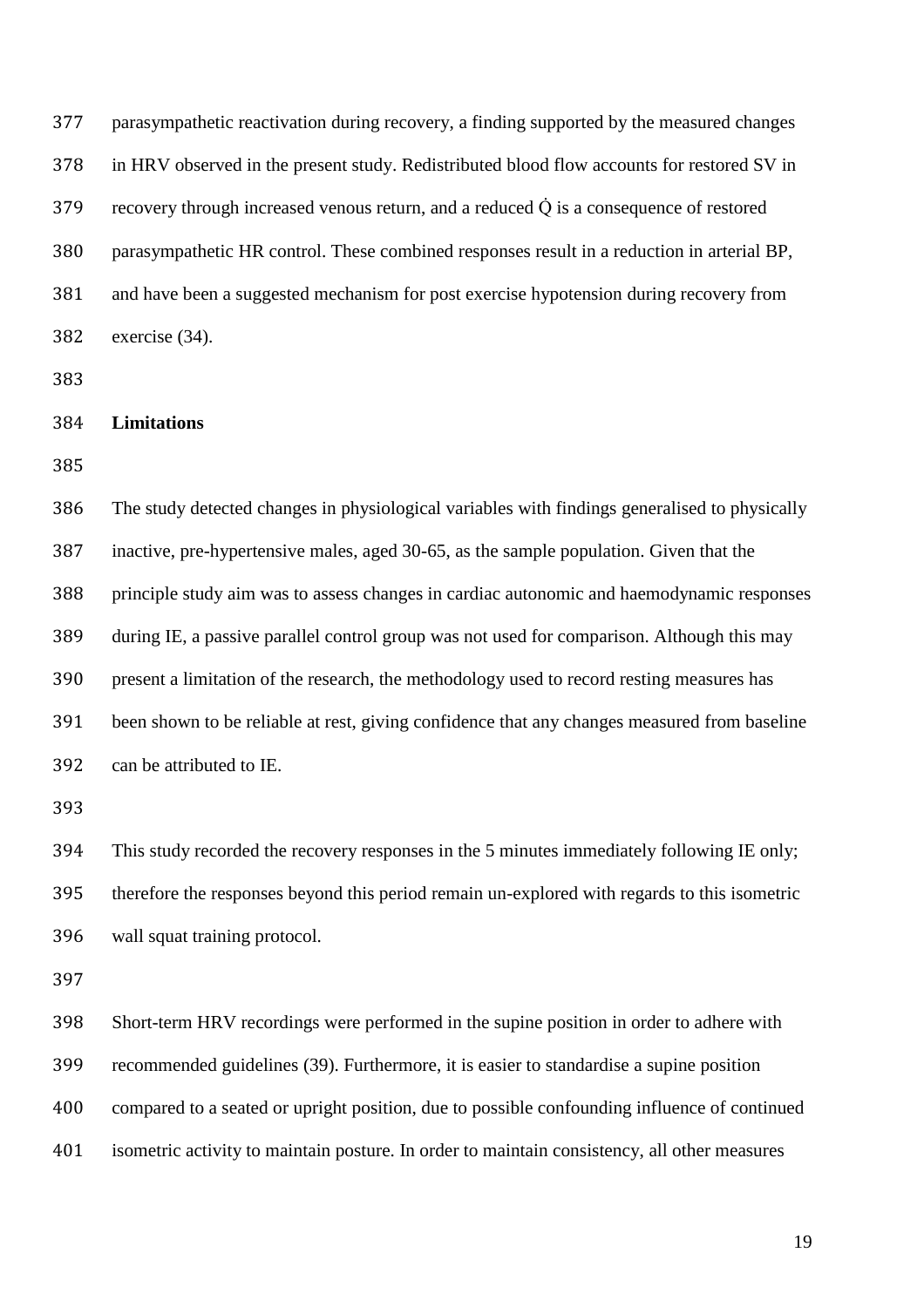parasympathetic reactivation during recovery, a finding supported by the measured changes in HRV observed in the present study. Redistributed blood flow accounts for restored SV in recovery through increased venous return, and a reduced $\dot{Q}$ is a consequence of restored parasympathetic HR control. These combined responses result in a reduction in arterial BP, and have been a suggested mechanism for post exercise hypotension during recovery from exercise (34).

**Limitations**

The study detected changes in physiological variables with findings generalised to physically inactive, pre-hypertensive males, aged 30-65, as the sample population. Given that the principle study aim was to assess changes in cardiac autonomic and haemodynamic responses during IE, a passive parallel control group was not used for comparison. Although this may present a limitation of the research, the methodology used to record resting measures has been shown to be reliable at rest, giving confidence that any changes measured from baseline can be attributed to IE.

This study recorded the recovery responses in the 5 minutes immediately following IE only; therefore the responses beyond this period remain un-explored with regards to this isometric wall squat training protocol.

Short-term HRV recordings were performed in the supine position in order to adhere with recommended guidelines (39). Furthermore, it is easier to standardise a supine position compared to a seated or upright position, due to possible confounding influence of continued isometric activity to maintain posture. In order to maintain consistency, all other measures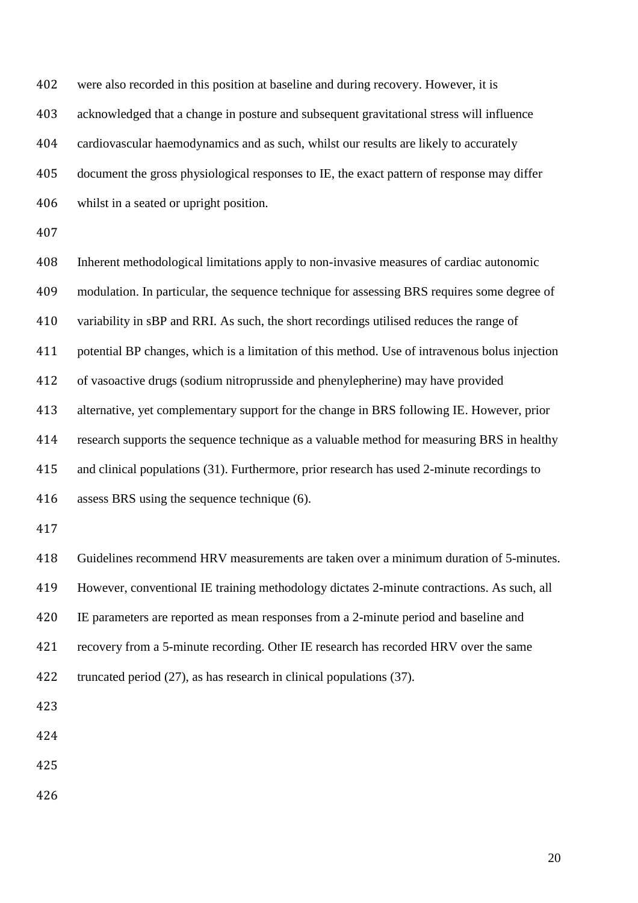were also recorded in this position at baseline and during recovery. However, it is acknowledged that a change in posture and subsequent gravitational stress will influence cardiovascular haemodynamics and as such, whilst our results are likely to accurately document the gross physiological responses to IE, the exact pattern of response may differ whilst in a seated or upright position.

Inherent methodological limitations apply to non-invasive measures of cardiac autonomic modulation. In particular, the sequence technique for assessing BRS requires some degree of variability in sBP and RRI. As such, the short recordings utilised reduces the range of potential BP changes, which is a limitation of this method. Use of intravenous bolus injection of vasoactive drugs (sodium nitroprusside and phenylepherine) may have provided alternative, yet complementary support for the change in BRS following IE. However, prior research supports the sequence technique as a valuable method for measuring BRS in healthy and clinical populations (31). Furthermore, prior research has used 2-minute recordings to assess BRS using the sequence technique (6).

Guidelines recommend HRV measurements are taken over a minimum duration of 5-minutes. However, conventional IE training methodology dictates 2-minute contractions. As such, all IE parameters are reported as mean responses from a 2-minute period and baseline and recovery from a 5-minute recording. Other IE research has recorded HRV over the same truncated period (27), as has research in clinical populations (37).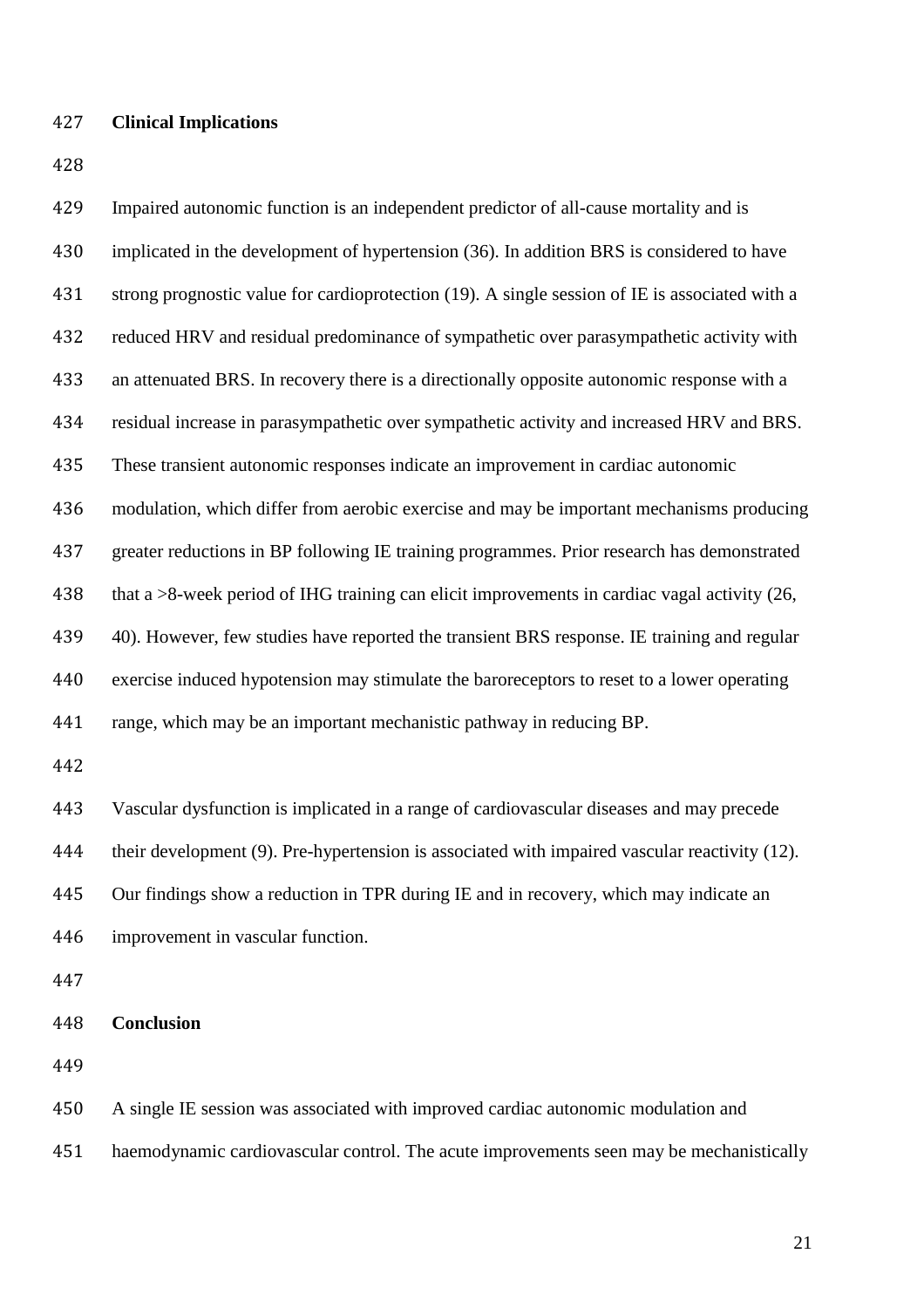## Clinical Implications

Impaired autonomic function is an independent predictor of all-cause mortality and is implicated in the development of hypertension (36). In addition BRS is considered to have strong prognostic value for cardioprotection (19). A single session of IE is associated with a reduced HRV and residual predominance of sympathetic over parasympathetic activity with an attenuated BRS. In recovery there is a directionally opposite autonomic response with a residual increase in parasympathetic over sympathetic activity and increased HRV and BRS. These transient autonomic responses indicate an improvement in cardiac autonomic modulation, which differ from aerobic exercise and may be important mechanisms producing greater reductions in BP following IE training programmes. Prior research has demonstrated that a >8-week period of IHG training can elicit improvements in cardiac vagal activity (26, 40). However, few studies have reported the transient BRS response. IE training and regular exercise induced hypotension may stimulate the baroreceptors to reset to a lower operating range, which may be an important mechanistic pathway in reducing BP.

Vascular dysfunction is implicated in a range of cardiovascular diseases and may precede their development (9). Pre-hypertension is associated with impaired vascular reactivity (12). Our findings show a reduction in TPR during IE and in recovery, which may indicate an improvement in vascular function.

## Conclusion

A single IE session was associated with improved cardiac autonomic modulation and haemodynamic cardiovascular control. The acute improvements seen may be mechanistically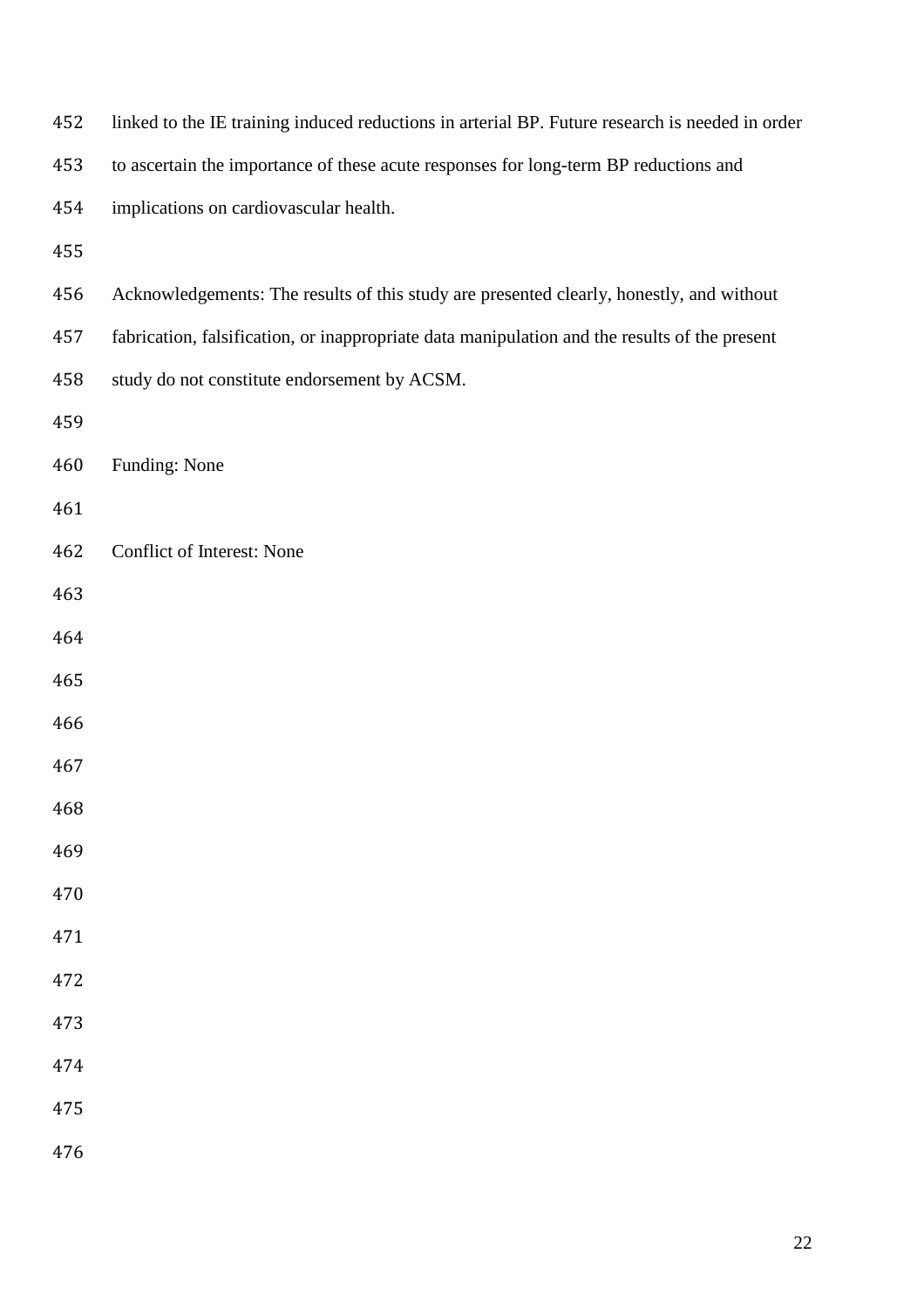linked to the IE training induced reductions in arterial BP. Future research is needed in order to ascertain the importance of these acute responses for long-term BP reductions and implications on cardiovascular health.

Acknowledgements: The results of this study are presented clearly, honestly, and without fabrication, falsification, or inappropriate data manipulation and the results of the present study do not constitute endorsement by ACSM.

Funding: None

Conflict of Interest: None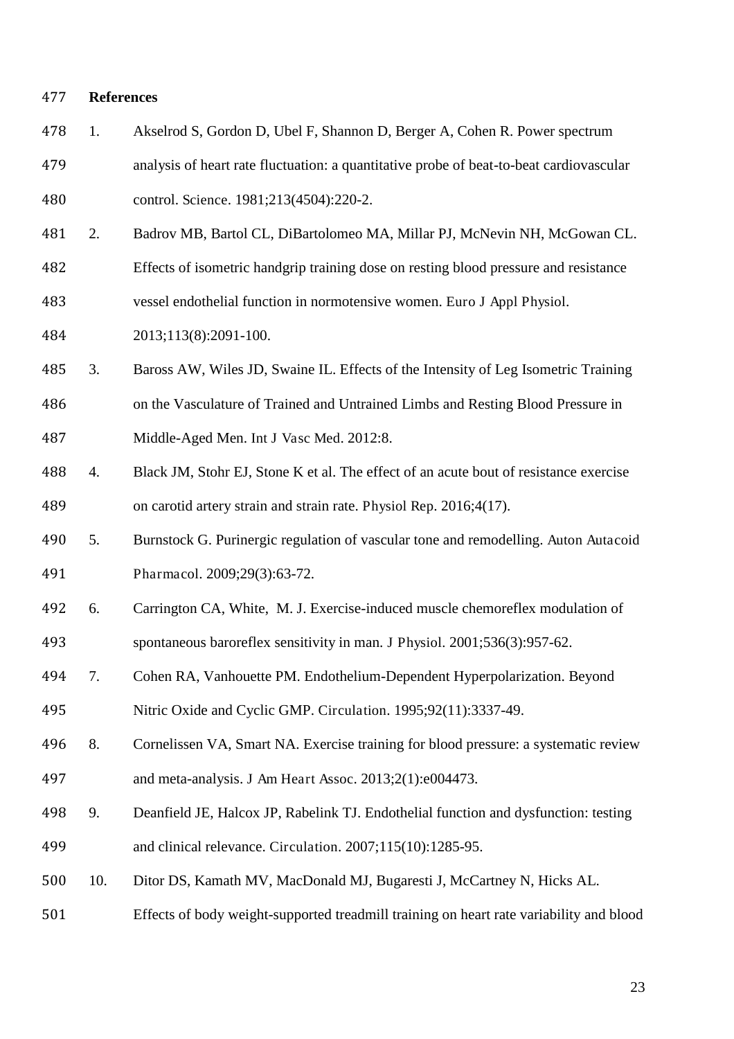## References

1. Akselrod S, Gordon D, Ubel F, Shannon D, Berger A, Cohen R. Power spectrum analysis of heart rate fluctuation: a quantitative probe of beat-to-beat cardiovascular control. Science. 1981;213(4504):220-2.
2. Badrov MB, Bartol CL, DiBartolomeo MA, Millar PJ, McNevin NH, McGowan CL. Effects of isometric handgrip training dose on resting blood pressure and resistance vessel endothelial function in normotensive women. Euro J Appl Physiol. 2013;113(8):2091-100.
3. Baross AW, Wiles JD, Swaine IL. Effects of the Intensity of Leg Isometric Training on the Vasculature of Trained and Untrained Limbs and Resting Blood Pressure in Middle-Aged Men. Int J Vasc Med. 2012:8.
4. Black JM, Stohr EJ, Stone K et al. The effect of an acute bout of resistance exercise on carotid artery strain and strain rate. Physiol Rep. 2016;4(17).
5. Burnstock G. Purinergic regulation of vascular tone and remodelling. Auton Autacoid Pharmacol. 2009;29(3):63-72.
6. Carrington CA, White, M. J. Exercise-induced muscle chemoreflex modulation of spontaneous baroreflex sensitivity in man. J Physiol. 2001;536(3):957-62.
7. Cohen RA, Vanhouette PM. Endothelium-Dependent Hyperpolarization. Beyond Nitric Oxide and Cyclic GMP. Circulation. 1995;92(11):3337-49.
8. Cornelissen VA, Smart NA. Exercise training for blood pressure: a systematic review and meta-analysis. J Am Heart Assoc. 2013;2(1):e004473.
9. Deanfield JE, Halcox JP, Rabelink TJ. Endothelial function and dysfunction: testing and clinical relevance. Circulation. 2007;115(10):1285-95.
10. Ditor DS, Kamath MV, MacDonald MJ, Bugaresti J, McCartney N, Hicks AL. Effects of body weight-supported treadmill training on heart rate variability and blood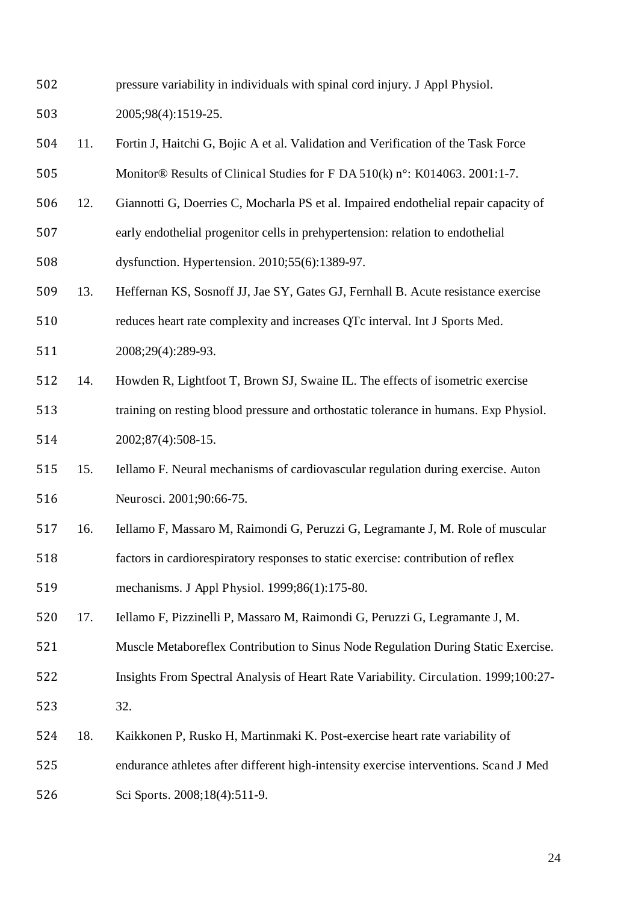pressure variability in individuals with spinal cord injury. J Appl Physiol. 2005;98(4):1519-25.

11. Fortin J, Haitchi G, Bojic A et al. Validation and Verification of the Task Force Monitor® Results of Clinical Studies for F DA 510(k) n°: K014063. 2001:1-7.

12. Giannotti G, Doerries C, Mocharla PS et al. Impaired endothelial repair capacity of early endothelial progenitor cells in prehypertension: relation to endothelial dysfunction. Hypertension. 2010;55(6):1389-97.

13. Heffernan KS, Sosnoff JJ, Jae SY, Gates GJ, Fernhall B. Acute resistance exercise reduces heart rate complexity and increases QTc interval. Int J Sports Med. 2008;29(4):289-93.

14. Howden R, Lightfoot T, Brown SJ, Swaine IL. The effects of isometric exercise training on resting blood pressure and orthostatic tolerance in humans. Exp Physiol. 2002;87(4):508-15.

15. Iellamo F. Neural mechanisms of cardiovascular regulation during exercise. Auton Neurosci. 2001;90:66-75.

16. Iellamo F, Massaro M, Raimondi G, Peruzzi G, Legramante J, M. Role of muscular factors in cardiorespiratory responses to static exercise: contribution of reflex mechanisms. J Appl Physiol. 1999;86(1):175-80.

17. Iellamo F, Pizzinelli P, Massaro M, Raimondi G, Peruzzi G, Legramante J, M. Muscle Metaboreflex Contribution to Sinus Node Regulation During Static Exercise. Insights From Spectral Analysis of Heart Rate Variability. Circulation. 1999;100:27-32.

18. Kaikkonen P, Rusko H, Martinmaki K. Post-exercise heart rate variability of endurance athletes after different high-intensity exercise interventions. Scand J Med Sci Sports. 2008;18(4):511-9.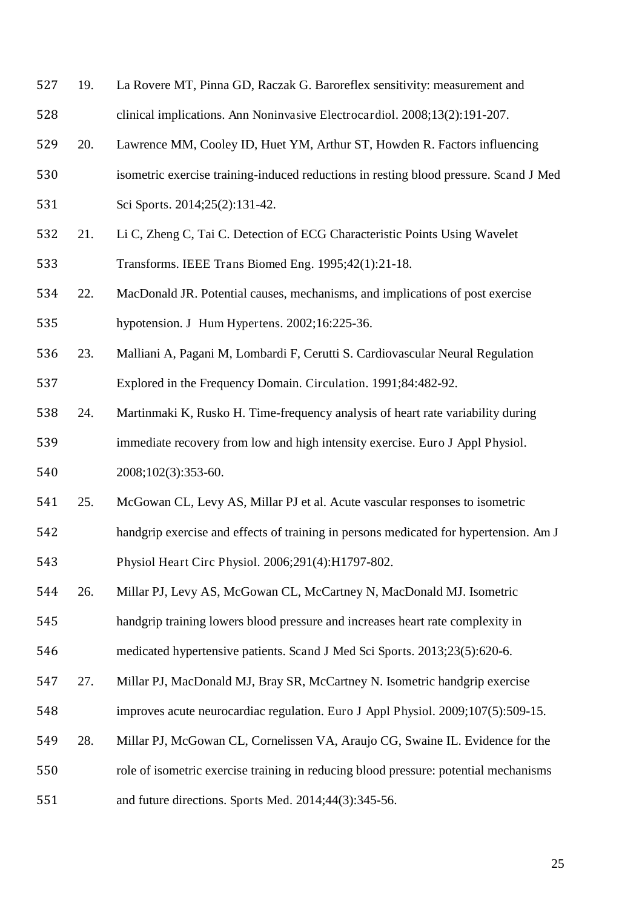19. La Rovere MT, Pinna GD, Raczak G. Baroreflex sensitivity: measurement and clinical implications. Ann Noninvasive Electrocardiol. 2008;13(2):191-207.
20. Lawrence MM, Cooley ID, Huet YM, Arthur ST, Howden R. Factors influencing isometric exercise training-induced reductions in resting blood pressure. Scand J Med Sci Sports. 2014;25(2):131-42.
21. Li C, Zheng C, Tai C. Detection of ECG Characteristic Points Using Wavelet Transforms. IEEE Trans Biomed Eng. 1995;42(1):21-18.
22. MacDonald JR. Potential causes, mechanisms, and implications of post exercise hypotension. J Hum Hypertens. 2002;16:225-36.
23. Malliani A, Pagani M, Lombardi F, Cerutti S. Cardiovascular Neural Regulation Explored in the Frequency Domain. Circulation. 1991;84:482-92.
24. Martinmaki K, Rusko H. Time-frequency analysis of heart rate variability during immediate recovery from low and high intensity exercise. Euro J Appl Physiol. 2008;102(3):353-60.
25. McGowan CL, Levy AS, Millar PJ et al. Acute vascular responses to isometric handgrip exercise and effects of training in persons medicated for hypertension. Am J Physiol Heart Circ Physiol. 2006;291(4):H1797-802.
26. Millar PJ, Levy AS, McGowan CL, McCartney N, MacDonald MJ. Isometric handgrip training lowers blood pressure and increases heart rate complexity in medicated hypertensive patients. Scand J Med Sci Sports. 2013;23(5):620-6.
27. Millar PJ, MacDonald MJ, Bray SR, McCartney N. Isometric handgrip exercise improves acute neurocardiac regulation. Euro J Appl Physiol. 2009;107(5):509-15.
28. Millar PJ, McGowan CL, Cornelissen VA, Araujo CG, Swaine IL. Evidence for the role of isometric exercise training in reducing blood pressure: potential mechanisms and future directions. Sports Med. 2014;44(3):345-56.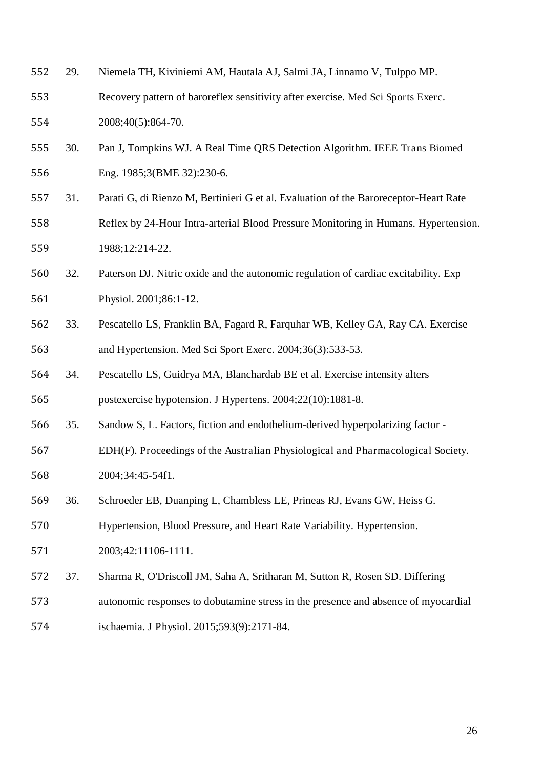29. Niemela TH, Kiviniemi AM, Hautala AJ, Salmi JA, Linnamo V, Tulppo MP. Recovery pattern of baroreflex sensitivity after exercise. Med Sci Sports Exerc. 2008;40(5):864-70.

30. Pan J, Tompkins WJ. A Real Time QRS Detection Algorithm. IEEE Trans Biomed Eng. 1985;3(BME 32):230-6.

31. Parati G, di Rienzo M, Bertinieri G et al. Evaluation of the Baroreceptor-Heart Rate Reflex by 24-Hour Intra-arterial Blood Pressure Monitoring in Humans. Hypertension. 1988;12:214-22.

32. Paterson DJ. Nitric oxide and the autonomic regulation of cardiac excitability. Exp Physiol. 2001;86:1-12.

33. Pescatello LS, Franklin BA, Fagard R, Farquhar WB, Kelley GA, Ray CA. Exercise and Hypertension. Med Sci Sport Exerc. 2004;36(3):533-53.

34. Pescatello LS, Guidrya MA, Blanchardab BE et al. Exercise intensity alters postexercise hypotension. J Hypertens. 2004;22(10):1881-8.

35. Sandow S, L. Factors, fiction and endothelium-derived hyperpolarizing factor - EDH(F). Proceedings of the Australian Physiological and Pharmacological Society. 2004;34:45-54f1.

36. Schroeder EB, Duanping L, Chambless LE, Prineas RJ, Evans GW, Heiss G. Hypertension, Blood Pressure, and Heart Rate Variability. Hypertension. 2003;42:11106-1111.

37. Sharma R, O'Driscoll JM, Saha A, Sritharan M, Sutton R, Rosen SD. Differing autonomic responses to dobutamine stress in the presence and absence of myocardial ischaemia. J Physiol. 2015;593(9):2171-84.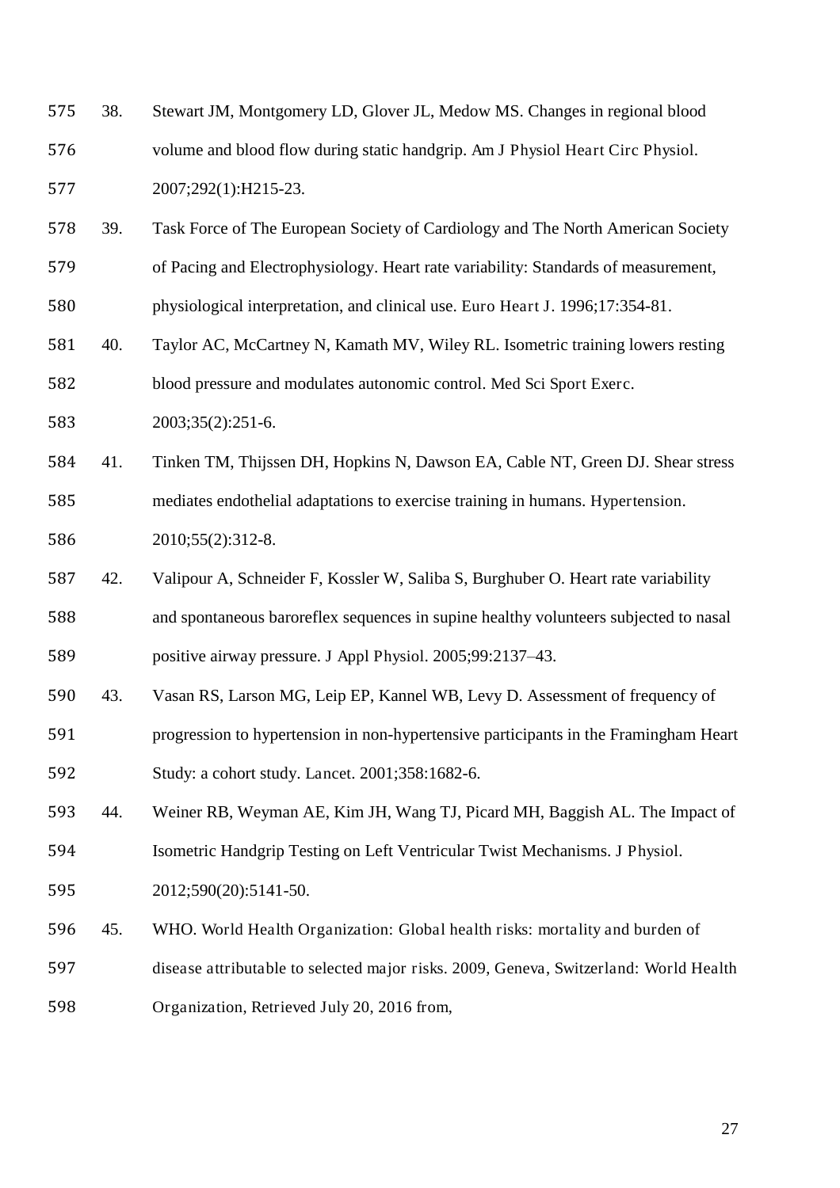38. Stewart JM, Montgomery LD, Glover JL, Medow MS. Changes in regional blood volume and blood flow during static handgrip. Am J Physiol Heart Circ Physiol. 2007;292(1):H215-23.

39. Task Force of The European Society of Cardiology and The North American Society of Pacing and Electrophysiology. Heart rate variability: Standards of measurement, physiological interpretation, and clinical use. Euro Heart J. 1996;17:354-81.

40. Taylor AC, McCartney N, Kamath MV, Wiley RL. Isometric training lowers resting blood pressure and modulates autonomic control. Med Sci Sport Exerc. 2003;35(2):251-6.

41. Tinken TM, Thijssen DH, Hopkins N, Dawson EA, Cable NT, Green DJ. Shear stress mediates endothelial adaptations to exercise training in humans. Hypertension. 2010;55(2):312-8.

42. Valipour A, Schneider F, Kossler W, Saliba S, Burghuber O. Heart rate variability and spontaneous baroreflex sequences in supine healthy volunteers subjected to nasal positive airway pressure. J Appl Physiol. 2005;99:2137–43.

43. Vasan RS, Larson MG, Leip EP, Kannel WB, Levy D. Assessment of frequency of progression to hypertension in non-hypertensive participants in the Framingham Heart Study: a cohort study. Lancet. 2001;358:1682-6.

44. Weiner RB, Weyman AE, Kim JH, Wang TJ, Picard MH, Baggish AL. The Impact of Isometric Handgrip Testing on Left Ventricular Twist Mechanisms. J Physiol. 2012;590(20):5141-50.

45. WHO. World Health Organization: Global health risks: mortality and burden of disease attributable to selected major risks. 2009, Geneva, Switzerland: World Health Organization, Retrieved July 20, 2016 from,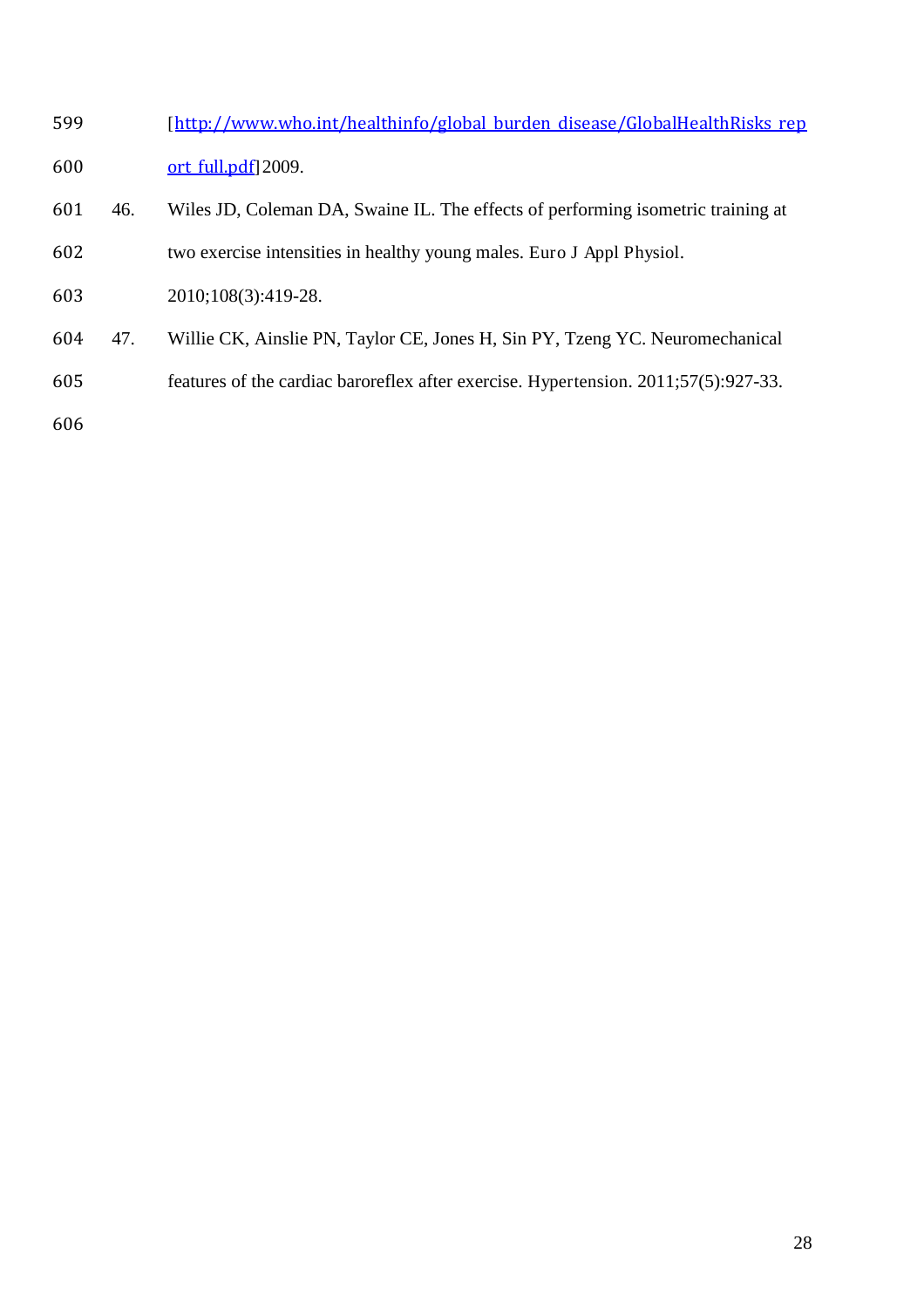[http://www.who.int/healthinfo/global_burden_disease/GlobalHealthRisks_report_full.pdf] 2009.

46. Wiles JD, Coleman DA, Swaine IL. The effects of performing isometric training at two exercise intensities in healthy young males. Euro J Appl Physiol. 2010;108(3):419-28.

47. Willie CK, Ainslie PN, Taylor CE, Jones H, Sin PY, Tzeng YC. Neuromechanical features of the cardiac baroreflex after exercise. Hypertension. 2011;57(5):927-33.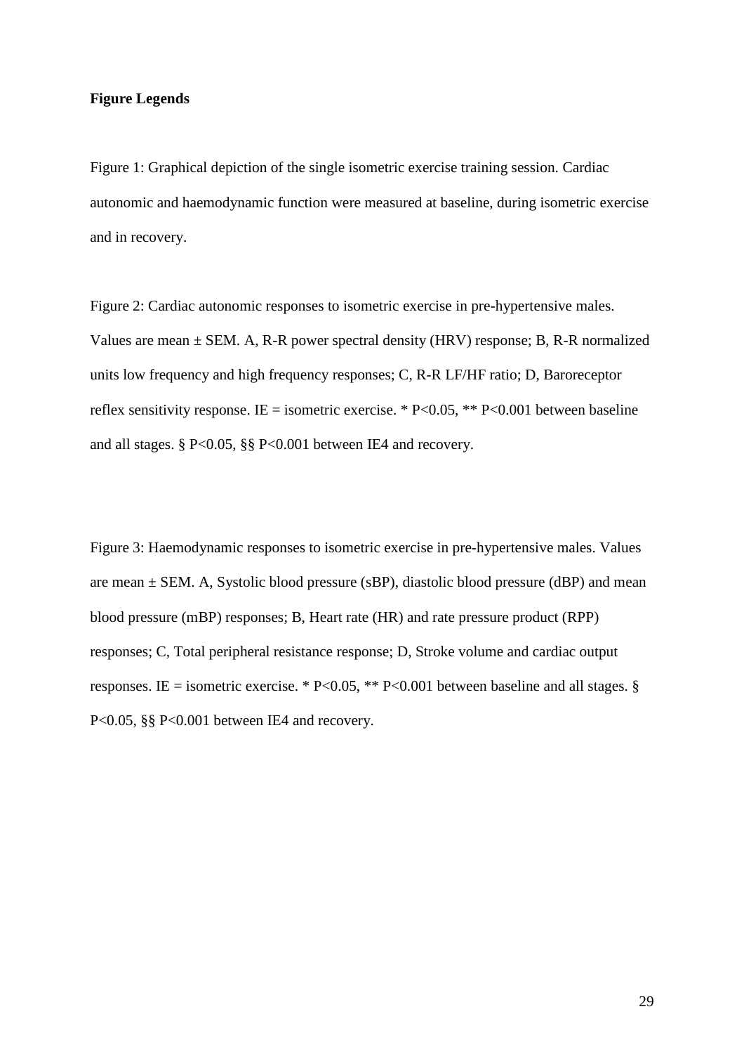**Figure Legends**

Figure 1: Graphical depiction of the single isometric exercise training session. Cardiac autonomic and haemodynamic function were measured at baseline, during isometric exercise and in recovery.

Figure 2: Cardiac autonomic responses to isometric exercise in pre-hypertensive males. Values are mean ± SEM. A, R-R power spectral density (HRV) response; B, R-R normalized units low frequency and high frequency responses; C, R-R LF/HF ratio; D, Baroreceptor reflex sensitivity response. IE = isometric exercise. * $P<0.05$, ** $P<0.001$ between baseline and all stages. § $P<0.05$, §§ $P<0.001$ between IE4 and recovery.

Figure 3: Haemodynamic responses to isometric exercise in pre-hypertensive males. Values are mean ± SEM. A, Systolic blood pressure (sBP), diastolic blood pressure (dBP) and mean blood pressure (mBP) responses; B, Heart rate (HR) and rate pressure product (RPP) responses; C, Total peripheral resistance response; D, Stroke volume and cardiac output responses. IE = isometric exercise. * $P<0.05$, ** $P<0.001$ between baseline and all stages. § $P<0.05$, §§ $P<0.001$ between IE4 and recovery.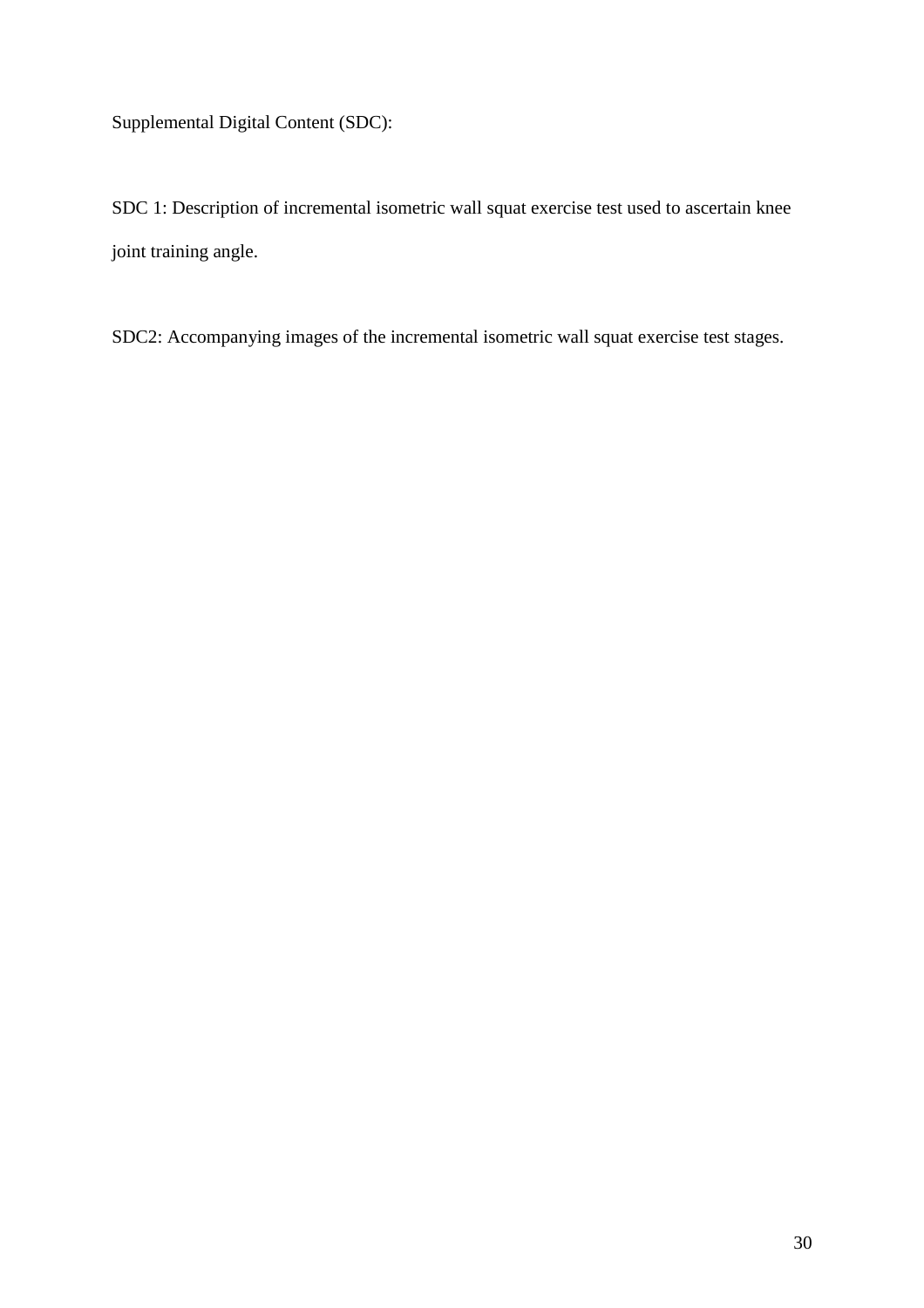Supplemental Digital Content (SDC):

SDC 1: Description of incremental isometric wall squat exercise test used to ascertain knee joint training angle.

SDC2: Accompanying images of the incremental isometric wall squat exercise test stages.